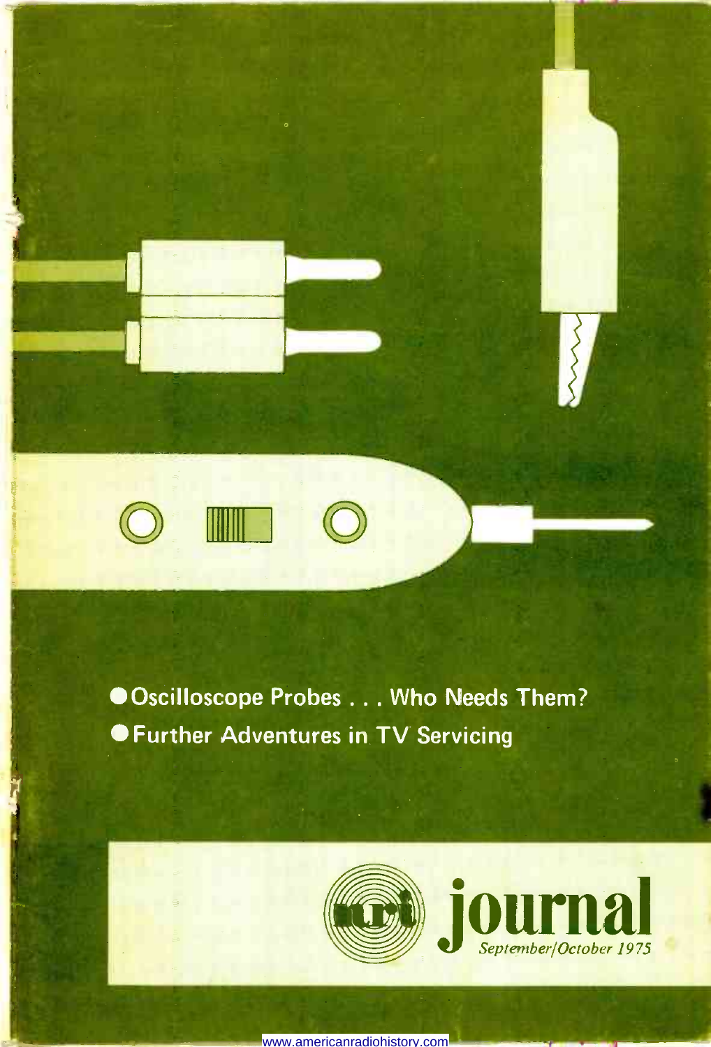- Oscilloscope Probes . . . Who Needs Them?
- Further Adventures in TV Servicing

# nri journal

*September/October 1975*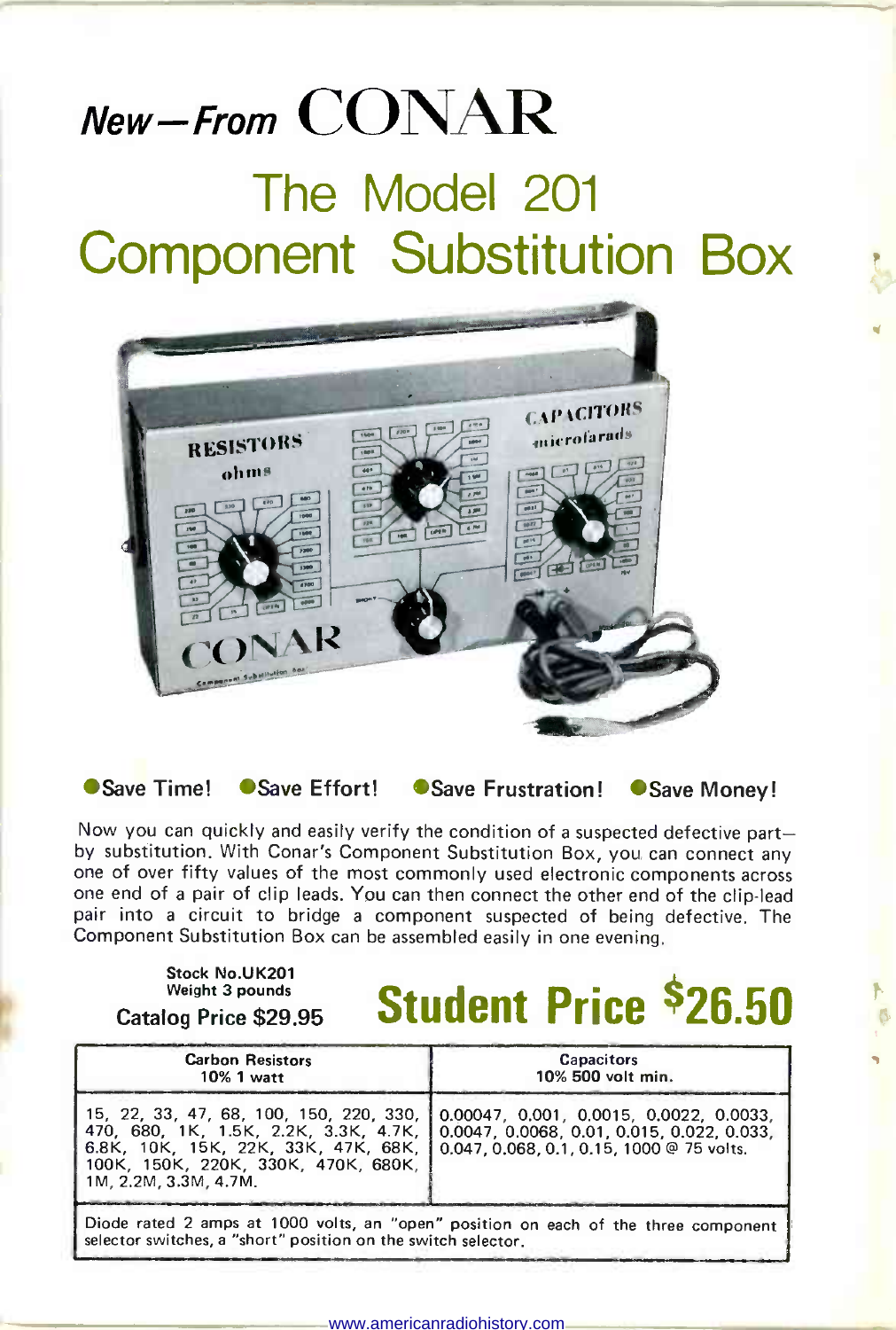# New—From CONAR

## The Model 201 Component Substitution Box

●Save Time! ●Save Effort! ●Save Frustration! ●Save Money!

Now you can quickly and easily verify the condition of a suspected defective part—by substitution. With Conar's Component Substitution Box, you can connect any one of over fifty values of the most commonly used electronic components across one end of a pair of clip leads. You can then connect the other end of the clip-lead pair into a circuit to bridge a component suspected of being defective. The Component Substitution Box can be assembled easily in one evening.

Stock No.UK201
Weight 3 pounds
Catalog Price $29.95

**Student Price $26.50**

| Carbon Resistors 10% 1 watt | Capacitors 10% 500 volt min. |
|---|---|
| 15, 22, 33, 47, 68, 100, 150, 220, 330, 470, 680, 1K, 1.5K, 2.2K, 3.3K, 4.7K, 6.8K, 10K, 15K, 22K, 33K, 47K, 68K, 100K, 150K, 220K, 330K, 470K, 680K, 1M, 2.2M, 3.3M, 4.7M. | 0.00047, 0.001, 0.0015, 0.0022, 0.0033, 0.0047, 0.0068, 0.01, 0.015, 0.022, 0.033, 0.047, 0.068, 0.1, 0.15, 1000 @ 75 volts. |

Diode rated 2 amps at 1000 volts, an "open" position on each of the three component selector switches, a "short" position on the switch selector.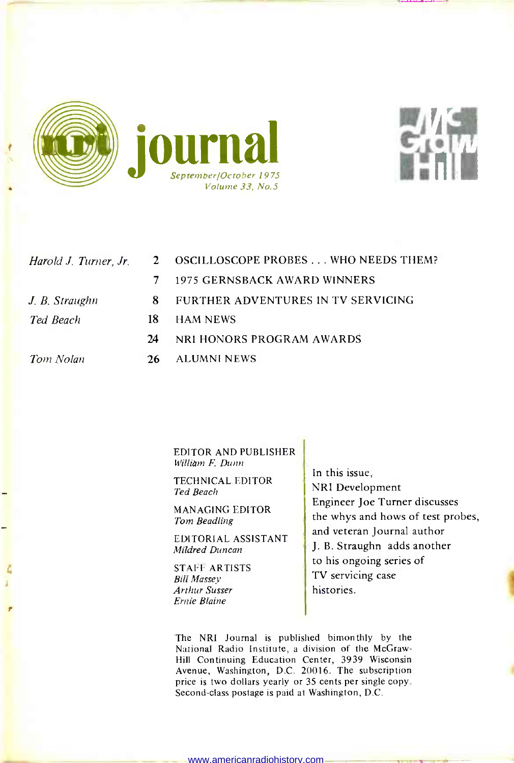# nri journal

*September/October 1975*
*Volume 33, No. 5*

| | | |
|---|---|---|
| *Harold J. Turner, Jr.* | 2 | OSCILLOSCOPE PROBES . . . WHO NEEDS THEM? |
| | 7 | 1975 GERNSBACK AWARD WINNERS |
| *J. B. Straughn* | 8 | FURTHER ADVENTURES IN TV SERVICING |
| *Ted Beach* | 18 | HAM NEWS |
| | 24 | NRI HONORS PROGRAM AWARDS |
| *Tom Nolan* | 26 | ALUMNI NEWS |

EDITOR AND PUBLISHER
*William F. Dunn*

TECHNICAL EDITOR
*Ted Beach*

MANAGING EDITOR
*Tom Beadling*

EDITORIAL ASSISTANT
*Mildred Duncan*

STAFF ARTISTS
*Bill Massey*
*Arthur Susser*
*Ernie Blaine*

In this issue, NRI Development Engineer Joe Turner discusses the whys and hows of test probes, and veteran Journal author J. B. Straughn adds another to his ongoing series of TV servicing case histories.

The NRI Journal is published bimonthly by the National Radio Institute, a division of the McGraw-Hill Continuing Education Center, 3939 Wisconsin Avenue, Washington, D.C. 20016. The subscription price is two dollars yearly or 35 cents per single copy. Second-class postage is paid at Washington, D.C.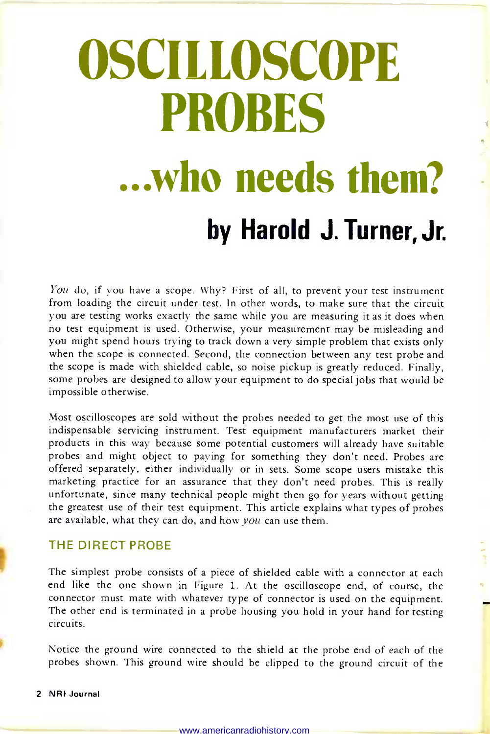# OSCILLOSCOPE PROBES

# ...who needs them?

## by Harold J. Turner, Jr.

*You* do, if you have a scope. Why? First of all, to prevent your test instrument from loading the circuit under test. In other words, to make sure that the circuit you are testing works exactly the same while you are measuring it as it does when no test equipment is used. Otherwise, your measurement may be misleading and you might spend hours trying to track down a very simple problem that exists only when the scope is connected. Second, the connection between any test probe and the scope is made with shielded cable, so noise pickup is greatly reduced. Finally, some probes are designed to allow your equipment to do special jobs that would be impossible otherwise.

Most oscilloscopes are sold without the probes needed to get the most use of this indispensable servicing instrument. Test equipment manufacturers market their products in this way because some potential customers will already have suitable probes and might object to paying for something they don't need. Probes are offered separately, either individually or in sets. Some scope users mistake this marketing practice for an assurance that they don't need probes. This is really unfortunate, since many technical people might then go for years without getting the greatest use of their test equipment. This article explains what types of probes are available, what they can do, and how *you* can use them.

### THE DIRECT PROBE

The simplest probe consists of a piece of shielded cable with a connector at each end like the one shown in Figure 1. At the oscilloscope end, of course, the connector must mate with whatever type of connector is used on the equipment. The other end is terminated in a probe housing you hold in your hand for testing circuits.

Notice the ground wire connected to the shield at the probe end of each of the probes shown. This ground wire should be clipped to the ground circuit of the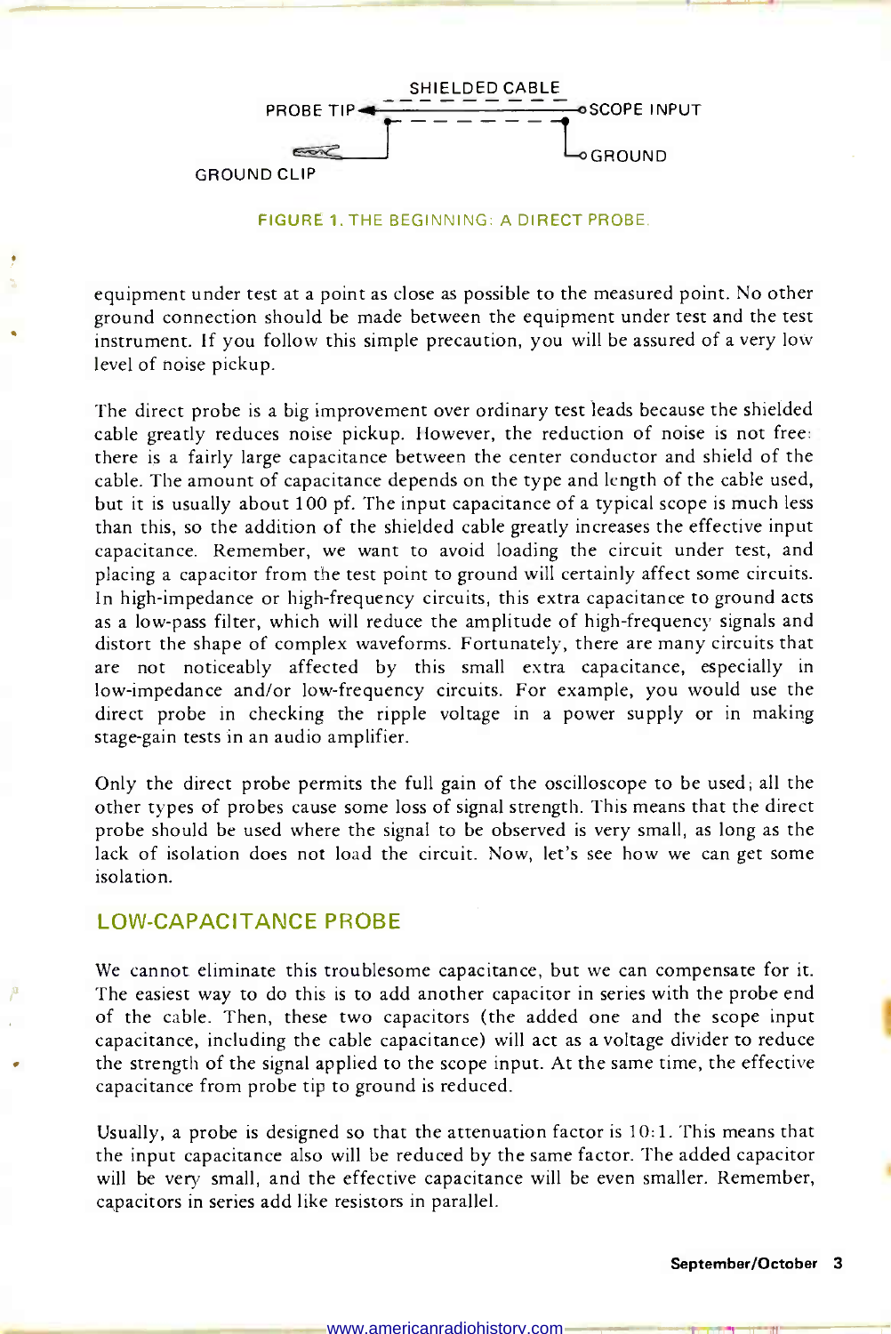SHIELDED CABLE

PROBE TIP — SCOPE INPUT

GROUND CLIP — GROUND

FIGURE 1. THE BEGINNING: A DIRECT PROBE.

equipment under test at a point as close as possible to the measured point. No other ground connection should be made between the equipment under test and the test instrument. If you follow this simple precaution, you will be assured of a very low level of noise pickup.

The direct probe is a big improvement over ordinary test leads because the shielded cable greatly reduces noise pickup. However, the reduction of noise is not free: there is a fairly large capacitance between the center conductor and shield of the cable. The amount of capacitance depends on the type and length of the cable used, but it is usually about 100 pf. The input capacitance of a typical scope is much less than this, so the addition of the shielded cable greatly increases the effective input capacitance. Remember, we want to avoid loading the circuit under test, and placing a capacitor from the test point to ground will certainly affect some circuits. In high-impedance or high-frequency circuits, this extra capacitance to ground acts as a low-pass filter, which will reduce the amplitude of high-frequency signals and distort the shape of complex waveforms. Fortunately, there are many circuits that are not noticeably affected by this small extra capacitance, especially in low-impedance and/or low-frequency circuits. For example, you would use the direct probe in checking the ripple voltage in a power supply or in making stage-gain tests in an audio amplifier.

Only the direct probe permits the full gain of the oscilloscope to be used; all the other types of probes cause some loss of signal strength. This means that the direct probe should be used where the signal to be observed is very small, as long as the lack of isolation does not load the circuit. Now, let's see how we can get some isolation.

## LOW-CAPACITANCE PROBE

We cannot eliminate this troublesome capacitance, but we can compensate for it. The easiest way to do this is to add another capacitor in series with the probe end of the cable. Then, these two capacitors (the added one and the scope input capacitance, including the cable capacitance) will act as a voltage divider to reduce the strength of the signal applied to the scope input. At the same time, the effective capacitance from probe tip to ground is reduced.

Usually, a probe is designed so that the attenuation factor is 10:1. This means that the input capacitance also will be reduced by the same factor. The added capacitor will be very small, and the effective capacitance will be even smaller. Remember, capacitors in series add like resistors in parallel.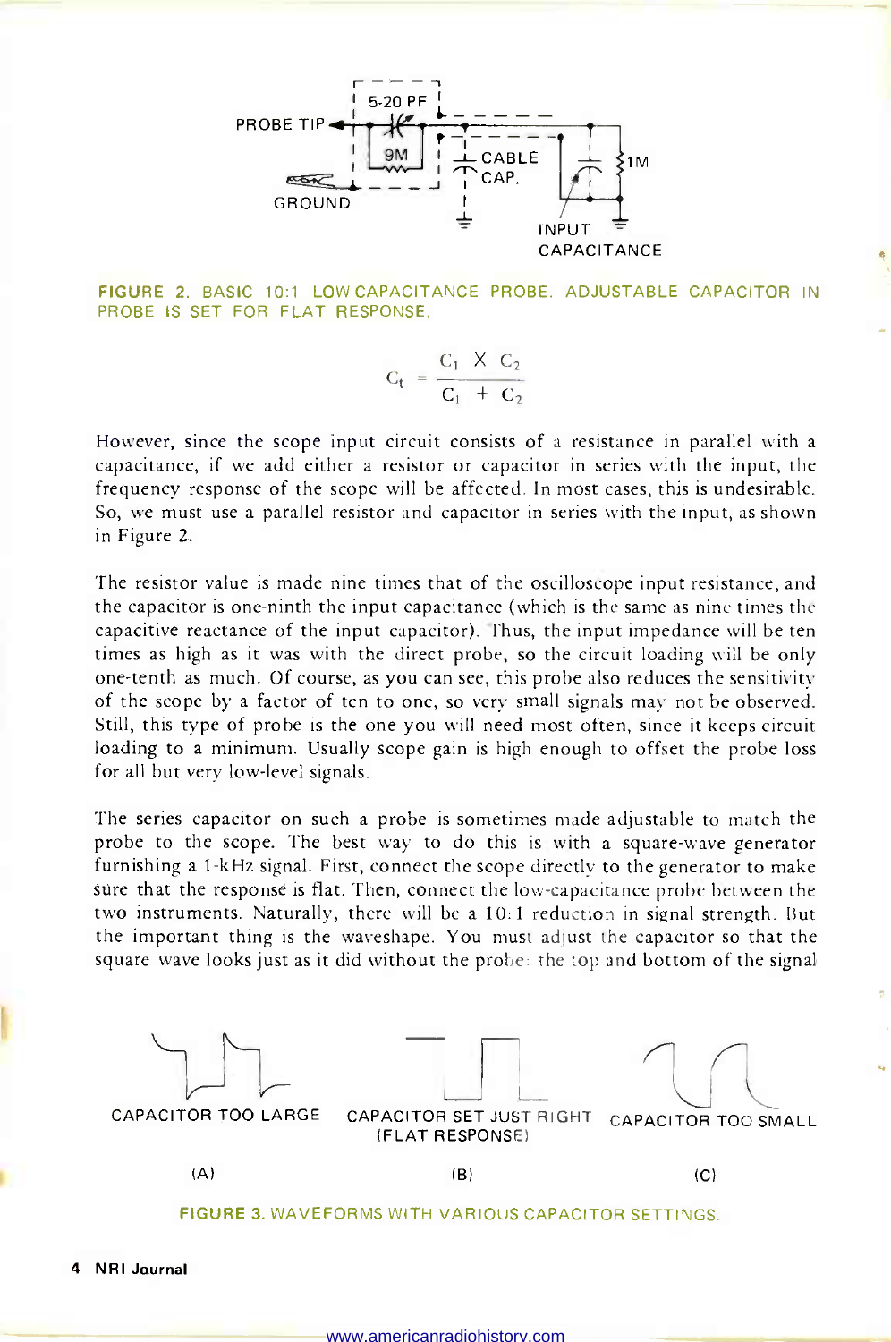FIGURE 2. BASIC 10:1 LOW-CAPACITANCE PROBE. ADJUSTABLE CAPACITOR IN PROBE IS SET FOR FLAT RESPONSE.

$$C_t = \frac{C_1 \times C_2}{C_1 + C_2}$$

However, since the scope input circuit consists of a resistance in parallel with a capacitance, if we add either a resistor or capacitor in series with the input, the frequency response of the scope will be affected. In most cases, this is undesirable. So, we must use a parallel resistor and capacitor in series with the input, as shown in Figure 2.

The resistor value is made nine times that of the oscilloscope input resistance, and the capacitor is one-ninth the input capacitance (which is the same as nine times the capacitive reactance of the input capacitor). Thus, the input impedance will be ten times as high as it was with the direct probe, so the circuit loading will be only one-tenth as much. Of course, as you can see, this probe also reduces the sensitivity of the scope by a factor of ten to one, so very small signals may not be observed. Still, this type of probe is the one you will need most often, since it keeps circuit loading to a minimum. Usually scope gain is high enough to offset the probe loss for all but very low-level signals.

The series capacitor on such a probe is sometimes made adjustable to match the probe to the scope. The best way to do this is with a square-wave generator furnishing a 1-kHz signal. First, connect the scope directly to the generator to make sure that the response is flat. Then, connect the low-capacitance probe between the two instruments. Naturally, there will be a 10:1 reduction in signal strength. But the important thing is the waveshape. You must adjust the capacitor so that the square wave looks just as it did without the probe: the top and bottom of the signal

FIGURE 3. WAVEFORMS WITH VARIOUS CAPACITOR SETTINGS. (A) CAPACITOR TOO LARGE (B) CAPACITOR SET JUST RIGHT (FLAT RESPONSE) (C) CAPACITOR TOO SMALL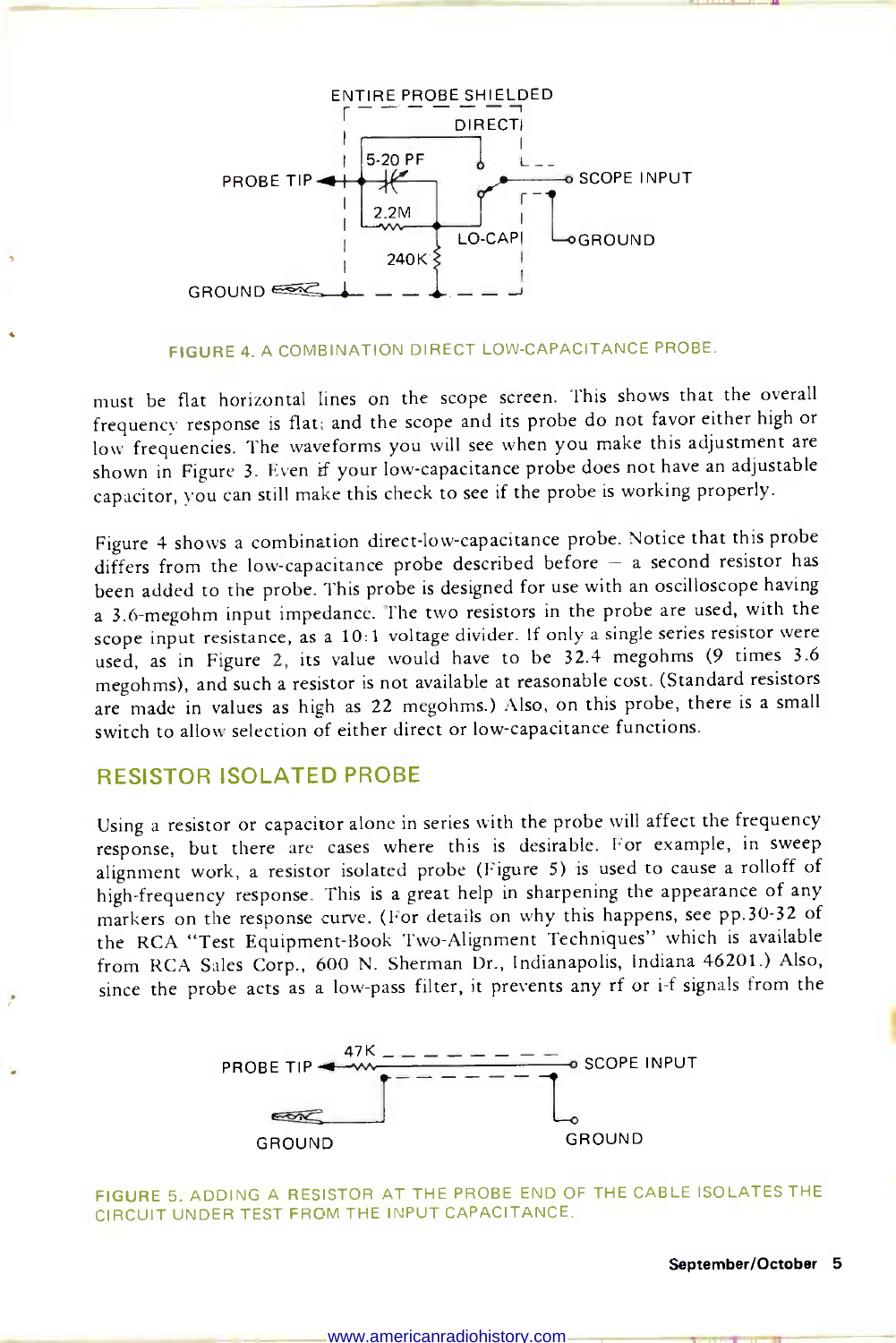FIGURE 4. A COMBINATION DIRECT LOW-CAPACITANCE PROBE.

must be flat horizontal lines on the scope screen. This shows that the overall frequency response is flat; and the scope and its probe do not favor either high or low frequencies. The waveforms you will see when you make this adjustment are shown in Figure 3. Even if your low-capacitance probe does not have an adjustable capacitor, you can still make this check to see if the probe is working properly.

Figure 4 shows a combination direct-low-capacitance probe. Notice that this probe differs from the low-capacitance probe described before – a second resistor has been added to the probe. This probe is designed for use with an oscilloscope having a 3.6-megohm input impedance. The two resistors in the probe are used, with the scope input resistance, as a 10:1 voltage divider. If only a single series resistor were used, as in Figure 2, its value would have to be 32.4 megohms (9 times 3.6 megohms), and such a resistor is not available at reasonable cost. (Standard resistors are made in values as high as 22 megohms.) Also, on this probe, there is a small switch to allow selection of either direct or low-capacitance functions.

## RESISTOR ISOLATED PROBE

Using a resistor or capacitor alone in series with the probe will affect the frequency response, but there are cases where this is desirable. For example, in sweep alignment work, a resistor isolated probe (Figure 5) is used to cause a rolloff of high-frequency response. This is a great help in sharpening the appearance of any markers on the response curve. (For details on why this happens, see pp.30-32 of the RCA "Test Equipment-Book Two-Alignment Techniques" which is available from RCA Sales Corp., 600 N. Sherman Dr., Indianapolis, Indiana 46201.) Also, since the probe acts as a low-pass filter, it prevents any rf or i-f signals from the

FIGURE 5. ADDING A RESISTOR AT THE PROBE END OF THE CABLE ISOLATES THE CIRCUIT UNDER TEST FROM THE INPUT CAPACITANCE.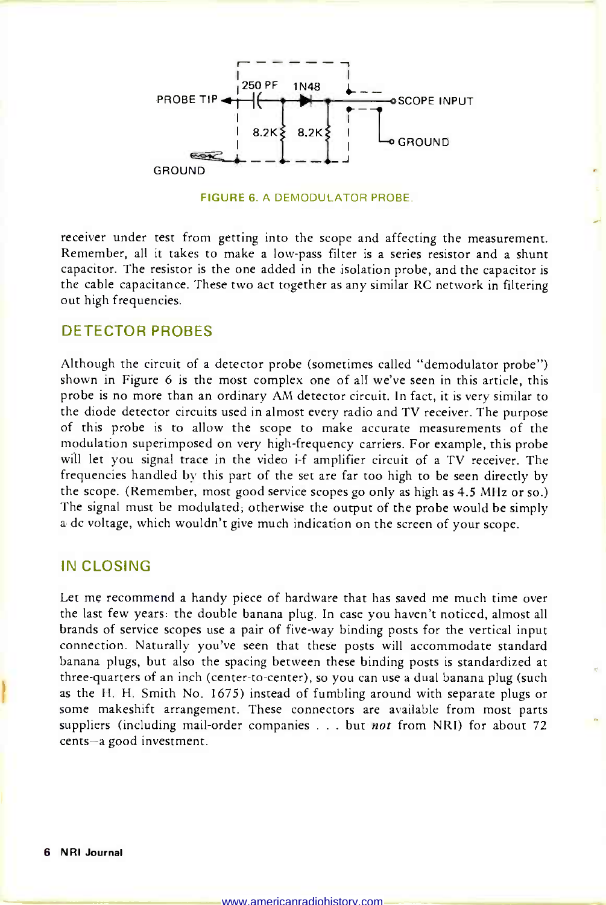FIGURE 6. A DEMODULATOR PROBE.

receiver under test from getting into the scope and affecting the measurement. Remember, all it takes to make a low-pass filter is a series resistor and a shunt capacitor. The resistor is the one added in the isolation probe, and the capacitor is the cable capacitance. These two act together as any similar RC network in filtering out high frequencies.

## DETECTOR PROBES

Although the circuit of a detector probe (sometimes called "demodulator probe") shown in Figure 6 is the most complex one of all we've seen in this article, this probe is no more than an ordinary AM detector circuit. In fact, it is very similar to the diode detector circuits used in almost every radio and TV receiver. The purpose of this probe is to allow the scope to make accurate measurements of the modulation superimposed on very high-frequency carriers. For example, this probe will let you signal trace in the video i-f amplifier circuit of a TV receiver. The frequencies handled by this part of the set are far too high to be seen directly by the scope. (Remember, most good service scopes go only as high as 4.5 MHz or so.) The signal must be modulated; otherwise the output of the probe would be simply a dc voltage, which wouldn't give much indication on the screen of your scope.

## IN CLOSING

Let me recommend a handy piece of hardware that has saved me much time over the last few years: the double banana plug. In case you haven't noticed, almost all brands of service scopes use a pair of five-way binding posts for the vertical input connection. Naturally you've seen that these posts will accommodate standard banana plugs, but also the spacing between these binding posts is standardized at three-quarters of an inch (center-to-center), so you can use a dual banana plug (such as the H. H. Smith No. 1675) instead of fumbling around with separate plugs or some makeshift arrangement. These connectors are available from most parts suppliers (including mail-order companies . . . but *not* from NRI) for about 72 cents—a good investment.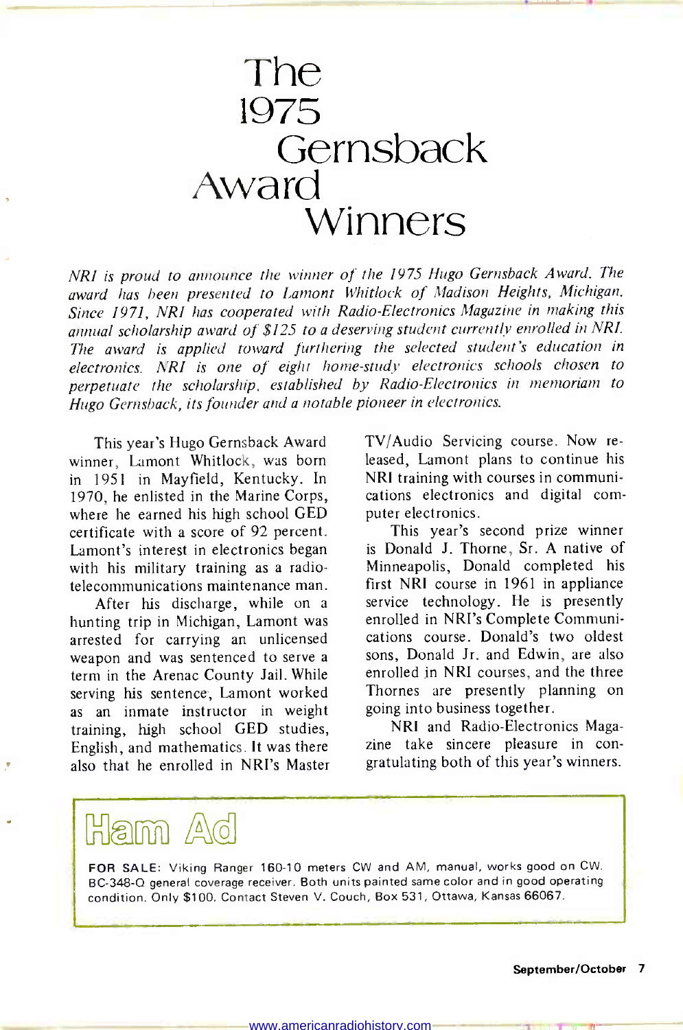# The 1975 Gernsback Award Winners

*NRI is proud to announce the winner of the 1975 Hugo Gernsback Award. The award has been presented to Lamont Whitlock of Madison Heights, Michigan. Since 1971, NRI has cooperated with Radio-Electronics Magazine in making this annual scholarship award of $125 to a deserving student currently enrolled in NRI. The award is applied toward furthering the selected student's education in electronics. NRI is one of eight home-study electronics schools chosen to perpetuate the scholarship, established by Radio-Electronics in memoriam to Hugo Gernsback, its founder and a notable pioneer in electronics.*

This year's Hugo Gernsback Award winner, Lamont Whitlock, was born in 1951 in Mayfield, Kentucky. In 1970, he enlisted in the Marine Corps, where he earned his high school GED certificate with a score of 92 percent. Lamont's interest in electronics began with his military training as a radio-telecommunications maintenance man.

After his discharge, while on a hunting trip in Michigan, Lamont was arrested for carrying an unlicensed weapon and was sentenced to serve a term in the Arenac County Jail. While serving his sentence, Lamont worked as an inmate instructor in weight training, high school GED studies, English, and mathematics. It was there also that he enrolled in NRI's Master TV/Audio Servicing course. Now released, Lamont plans to continue his NRI training with courses in communications electronics and digital computer electronics.

This year's second prize winner is Donald J. Thorne, Sr. A native of Minneapolis, Donald completed his first NRI course in 1961 in appliance service technology. He is presently enrolled in NRI's Complete Communications course. Donald's two oldest sons, Donald Jr. and Edwin, are also enrolled in NRI courses, and the three Thornes are presently planning on going into business together.

NRI and Radio-Electronics Magazine take sincere pleasure in congratulating both of this year's winners.

## Ham Ad

**FOR SALE:** Viking Ranger 160-10 meters CW and AM, manual, works good on CW. BC-348-Q general coverage receiver. Both units painted same color and in good operating condition. Only $100. Contact Steven V. Couch, Box 531, Ottawa, Kansas 66067.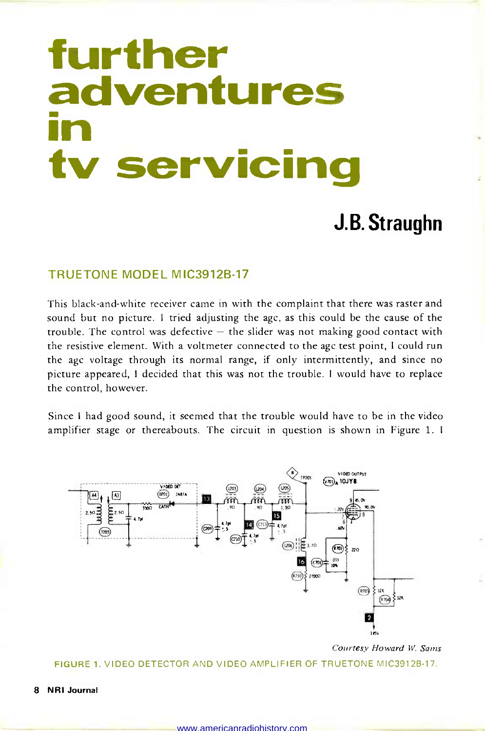# further adventures in tv servicing

## J.B. Straughn

### TRUETONE MODEL MIC3912B-17

This black-and-white receiver came in with the complaint that there was raster and sound but no picture. I tried adjusting the agc, as this could be the cause of the trouble. The control was defective – the slider was not making good contact with the resistive element. With a voltmeter connected to the agc test point, I could run the agc voltage through its normal range, if only intermittently, and since no picture appeared, I decided that this was not the trouble. I would have to replace the control, however.

Since I had good sound, it seemed that the trouble would have to be in the video amplifier stage or thereabouts. The circuit in question is shown in Figure 1. I

*Courtesy Howard W. Sams*

FIGURE 1. VIDEO DETECTOR AND VIDEO AMPLIFIER OF TRUETONE MIC3912B-17.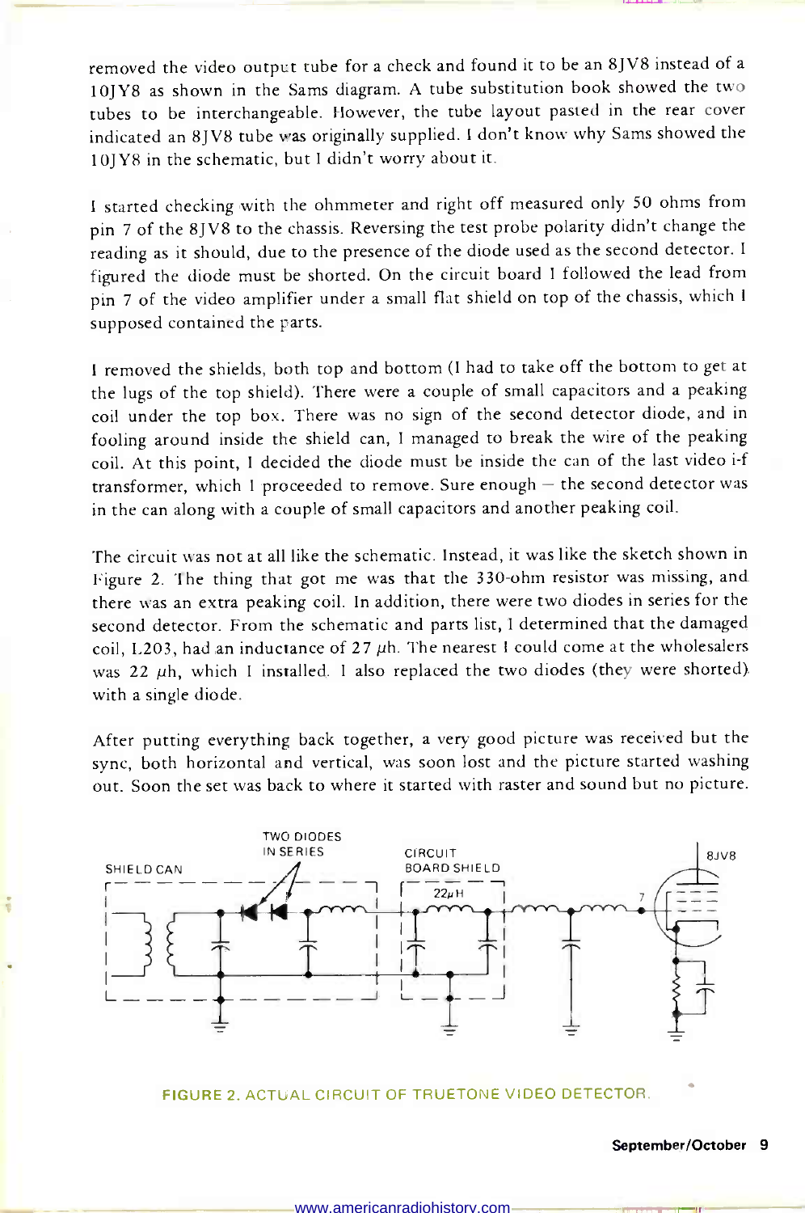removed the video output tube for a check and found it to be an 8JV8 instead of a 10JY8 as shown in the Sams diagram. A tube substitution book showed the two tubes to be interchangeable. However, the tube layout pasted in the rear cover indicated an 8JV8 tube was originally supplied. I don't know why Sams showed the 10JY8 in the schematic, but I didn't worry about it.

I started checking with the ohmmeter and right off measured only 50 ohms from pin 7 of the 8JV8 to the chassis. Reversing the test probe polarity didn't change the reading as it should, due to the presence of the diode used as the second detector. I figured the diode must be shorted. On the circuit board I followed the lead from pin 7 of the video amplifier under a small flat shield on top of the chassis, which I supposed contained the parts.

I removed the shields, both top and bottom (I had to take off the bottom to get at the lugs of the top shield). There were a couple of small capacitors and a peaking coil under the top box. There was no sign of the second detector diode, and in fooling around inside the shield can, I managed to break the wire of the peaking coil. At this point, I decided the diode must be inside the can of the last video i-f transformer, which I proceeded to remove. Sure enough – the second detector was in the can along with a couple of small capacitors and another peaking coil.

The circuit was not at all like the schematic. Instead, it was like the sketch shown in Figure 2. The thing that got me was that the 330-ohm resistor was missing, and there was an extra peaking coil. In addition, there were two diodes in series for the second detector. From the schematic and parts list, I determined that the damaged coil, L203, had an inductance of 27 μh. The nearest I could come at the wholesalers was 22 μh, which I installed. I also replaced the two diodes (they were shorted) with a single diode.

After putting everything back together, a very good picture was received but the sync, both horizontal and vertical, was soon lost and the picture started washing out. Soon the set was back to where it started with raster and sound but no picture.

TWO DIODES IN SERIES
SHIELD CAN
CIRCUIT BOARD SHIELD
22μH
8JV8
7

FIGURE 2. ACTUAL CIRCUIT OF TRUETONE VIDEO DETECTOR.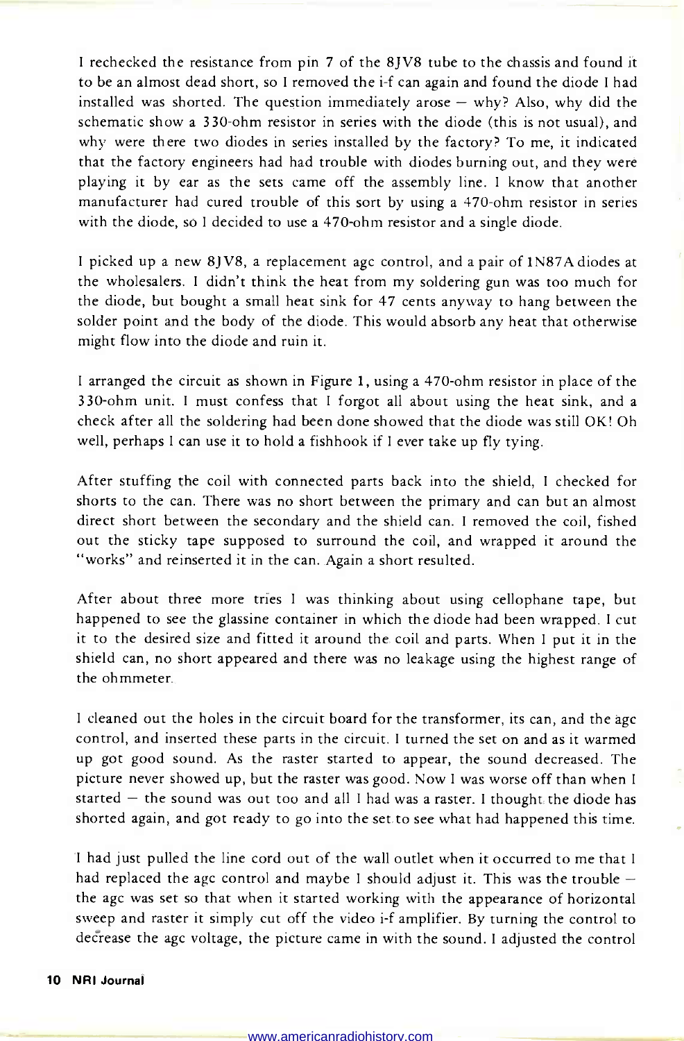I rechecked the resistance from pin 7 of the 8JV8 tube to the chassis and found it to be an almost dead short, so I removed the i-f can again and found the diode I had installed was shorted. The question immediately arose — why? Also, why did the schematic show a 330-ohm resistor in series with the diode (this is not usual), and why were there two diodes in series installed by the factory? To me, it indicated that the factory engineers had had trouble with diodes burning out, and they were playing it by ear as the sets came off the assembly line. I know that another manufacturer had cured trouble of this sort by using a 470-ohm resistor in series with the diode, so I decided to use a 470-ohm resistor and a single diode.

I picked up a new 8JV8, a replacement agc control, and a pair of 1N87A diodes at the wholesalers. I didn't think the heat from my soldering gun was too much for the diode, but bought a small heat sink for 47 cents anyway to hang between the solder point and the body of the diode. This would absorb any heat that otherwise might flow into the diode and ruin it.

I arranged the circuit as shown in Figure 1, using a 470-ohm resistor in place of the 330-ohm unit. I must confess that I forgot all about using the heat sink, and a check after all the soldering had been done showed that the diode was still OK! Oh well, perhaps I can use it to hold a fishhook if I ever take up fly tying.

After stuffing the coil with connected parts back into the shield, I checked for shorts to the can. There was no short between the primary and can but an almost direct short between the secondary and the shield can. I removed the coil, fished out the sticky tape supposed to surround the coil, and wrapped it around the "works" and reinserted it in the can. Again a short resulted.

After about three more tries I was thinking about using cellophane tape, but happened to see the glassine container in which the diode had been wrapped. I cut it to the desired size and fitted it around the coil and parts. When I put it in the shield can, no short appeared and there was no leakage using the highest range of the ohmmeter.

I cleaned out the holes in the circuit board for the transformer, its can, and the agc control, and inserted these parts in the circuit. I turned the set on and as it warmed up got good sound. As the raster started to appear, the sound decreased. The picture never showed up, but the raster was good. Now I was worse off than when I started — the sound was out too and all I had was a raster. I thought the diode has shorted again, and got ready to go into the set to see what had happened this time.

I had just pulled the line cord out of the wall outlet when it occurred to me that I had replaced the agc control and maybe I should adjust it. This was the trouble — the agc was set so that when it started working with the appearance of horizontal sweep and raster it simply cut off the video i-f amplifier. By turning the control to decrease the agc voltage, the picture came in with the sound. I adjusted the control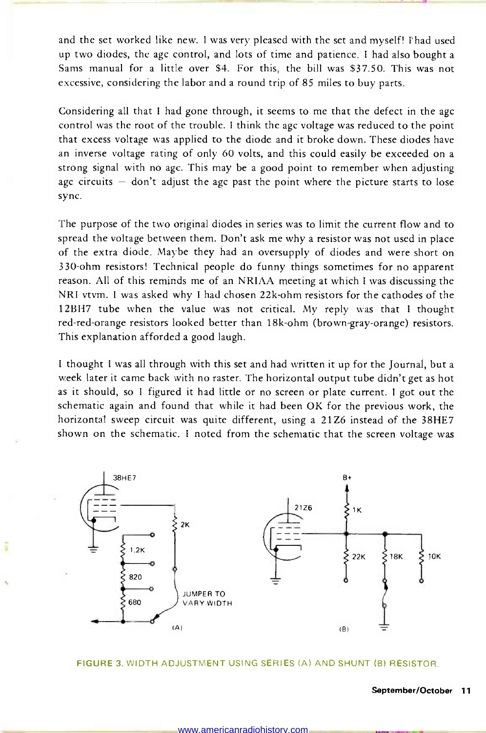and the set worked like new. I was very pleased with the set and myself! I had used up two diodes, the agc control, and lots of time and patience. I had also bought a Sams manual for a little over $4. For this, the bill was $37.50. This was not excessive, considering the labor and a round trip of 85 miles to buy parts.

Considering all that I had gone through, it seems to me that the defect in the agc control was the root of the trouble. I think the agc voltage was reduced to the point that excess voltage was applied to the diode and it broke down. These diodes have an inverse voltage rating of only 60 volts, and this could easily be exceeded on a strong signal with no agc. This may be a good point to remember when adjusting agc circuits – don't adjust the agc past the point where the picture starts to lose sync.

The purpose of the two original diodes in series was to limit the current flow and to spread the voltage between them. Don't ask me why a resistor was not used in place of the extra diode. Maybe they had an oversupply of diodes and were short on 330-ohm resistors! Technical people do funny things sometimes for no apparent reason. All of this reminds me of an NRIAA meeting at which I was discussing the NRI vtvm. I was asked why I had chosen 22k-ohm resistors for the cathodes of the 12BH7 tube when the value was not critical. My reply was that I thought red-red-orange resistors looked better than 18k-ohm (brown-gray-orange) resistors. This explanation afforded a good laugh.

I thought I was all through with this set and had written it up for the Journal, but a week later it came back with no raster. The horizontal output tube didn't get as hot as it should, so I figured it had little or no screen or plate current. I got out the schematic again and found that while it had been OK for the previous work, the horizontal sweep circuit was quite different, using a 21Z6 instead of the 38HE7 shown on the schematic. I noted from the schematic that the screen voltage was

FIGURE 3. WIDTH ADJUSTMENT USING SERIES (A) AND SHUNT (B) RESISTOR.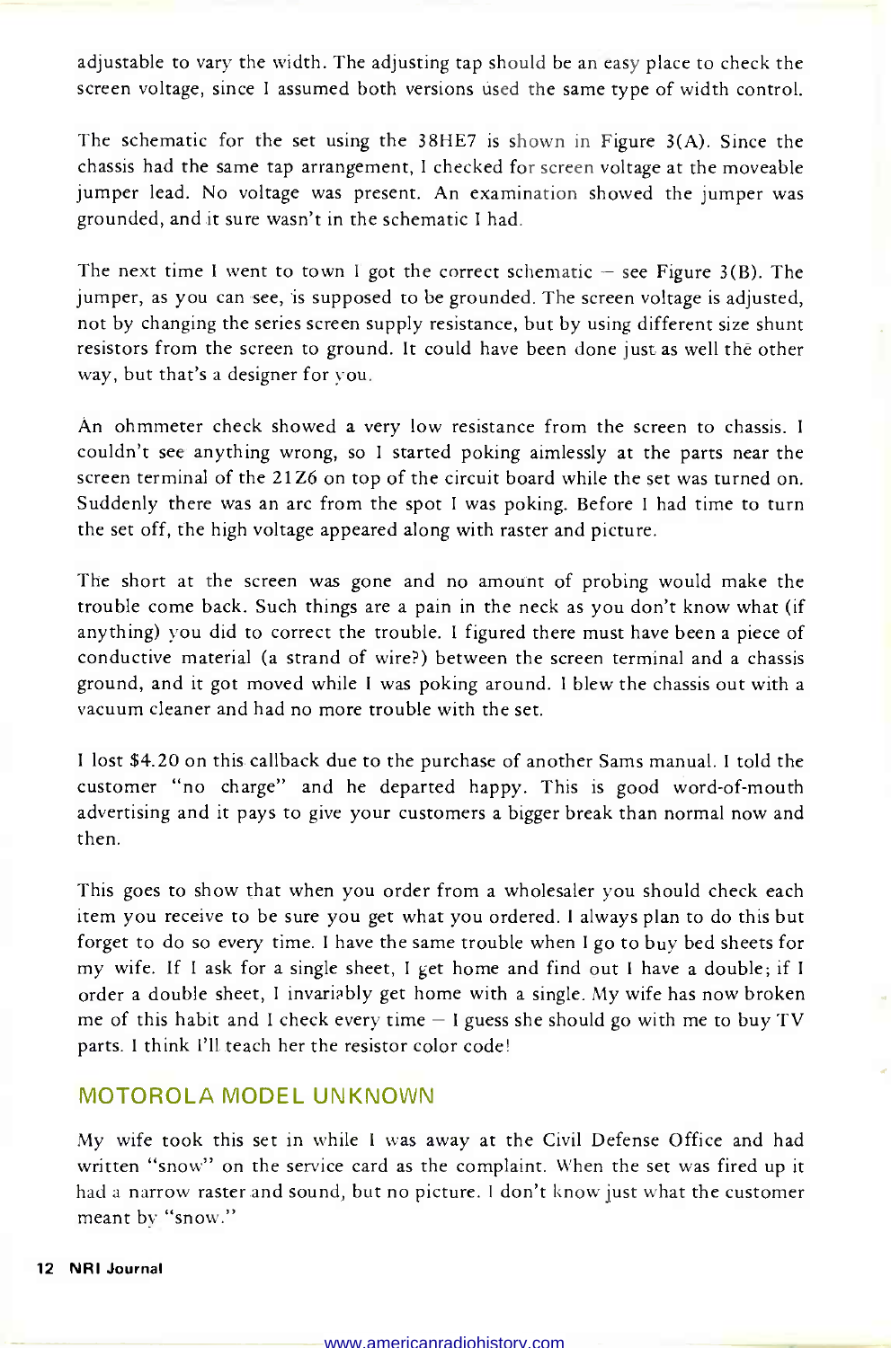adjustable to vary the width. The adjusting tap should be an easy place to check the screen voltage, since I assumed both versions used the same type of width control.

The schematic for the set using the 38HE7 is shown in Figure 3(A). Since the chassis had the same tap arrangement, I checked for screen voltage at the moveable jumper lead. No voltage was present. An examination showed the jumper was grounded, and it sure wasn't in the schematic I had.

The next time I went to town I got the correct schematic – see Figure 3(B). The jumper, as you can see, is supposed to be grounded. The screen voltage is adjusted, not by changing the series screen supply resistance, but by using different size shunt resistors from the screen to ground. It could have been done just as well the other way, but that's a designer for you.

An ohmmeter check showed a very low resistance from the screen to chassis. I couldn't see anything wrong, so I started poking aimlessly at the parts near the screen terminal of the 21Z6 on top of the circuit board while the set was turned on. Suddenly there was an arc from the spot I was poking. Before I had time to turn the set off, the high voltage appeared along with raster and picture.

The short at the screen was gone and no amount of probing would make the trouble come back. Such things are a pain in the neck as you don't know what (if anything) you did to correct the trouble. I figured there must have been a piece of conductive material (a strand of wire?) between the screen terminal and a chassis ground, and it got moved while I was poking around. I blew the chassis out with a vacuum cleaner and had no more trouble with the set.

I lost $4.20 on this callback due to the purchase of another Sams manual. I told the customer "no charge" and he departed happy. This is good word-of-mouth advertising and it pays to give your customers a bigger break than normal now and then.

This goes to show that when you order from a wholesaler you should check each item you receive to be sure you get what you ordered. I always plan to do this but forget to do so every time. I have the same trouble when I go to buy bed sheets for my wife. If I ask for a single sheet, I get home and find out I have a double; if I order a double sheet, I invariably get home with a single. My wife has now broken me of this habit and I check every time – I guess she should go with me to buy TV parts. I think I'll teach her the resistor color code!

## MOTOROLA MODEL UNKNOWN

My wife took this set in while I was away at the Civil Defense Office and had written "snow" on the service card as the complaint. When the set was fired up it had a narrow raster and sound, but no picture. I don't know just what the customer meant by "snow."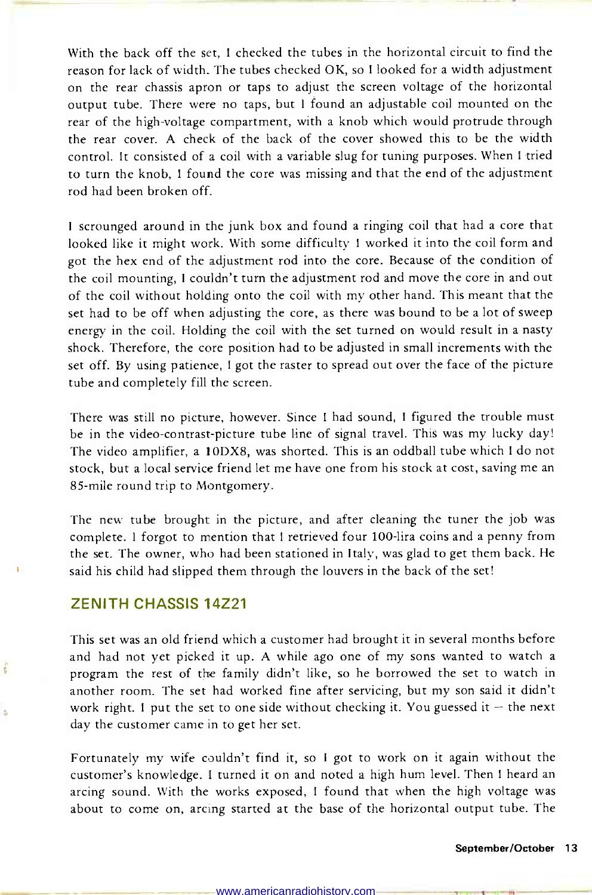With the back off the set, I checked the tubes in the horizontal circuit to find the reason for lack of width. The tubes checked OK, so I looked for a width adjustment on the rear chassis apron or taps to adjust the screen voltage of the horizontal output tube. There were no taps, but I found an adjustable coil mounted on the rear of the high-voltage compartment, with a knob which would protrude through the rear cover. A check of the back of the cover showed this to be the width control. It consisted of a coil with a variable slug for tuning purposes. When I tried to turn the knob, I found the core was missing and that the end of the adjustment rod had been broken off.

I scrounged around in the junk box and found a ringing coil that had a core that looked like it might work. With some difficulty I worked it into the coil form and got the hex end of the adjustment rod into the core. Because of the condition of the coil mounting, I couldn't turn the adjustment rod and move the core in and out of the coil without holding onto the coil with my other hand. This meant that the set had to be off when adjusting the core, as there was bound to be a lot of sweep energy in the coil. Holding the coil with the set turned on would result in a nasty shock. Therefore, the core position had to be adjusted in small increments with the set off. By using patience, I got the raster to spread out over the face of the picture tube and completely fill the screen.

There was still no picture, however. Since I had sound, I figured the trouble must be in the video-contrast-picture tube line of signal travel. This was my lucky day! The video amplifier, a 10DX8, was shorted. This is an oddball tube which I do not stock, but a local service friend let me have one from his stock at cost, saving me an 85-mile round trip to Montgomery.

The new tube brought in the picture, and after cleaning the tuner the job was complete. I forgot to mention that I retrieved four 100-lira coins and a penny from the set. The owner, who had been stationed in Italy, was glad to get them back. He said his child had slipped them through the louvers in the back of the set!

## ZENITH CHASSIS 14Z21

This set was an old friend which a customer had brought it in several months before and had not yet picked it up. A while ago one of my sons wanted to watch a program the rest of the family didn't like, so he borrowed the set to watch in another room. The set had worked fine after servicing, but my son said it didn't work right. I put the set to one side without checking it. You guessed it – the next day the customer came in to get her set.

Fortunately my wife couldn't find it, so I got to work on it again without the customer's knowledge. I turned it on and noted a high hum level. Then I heard an arcing sound. With the works exposed, I found that when the high voltage was about to come on, arcing started at the base of the horizontal output tube. The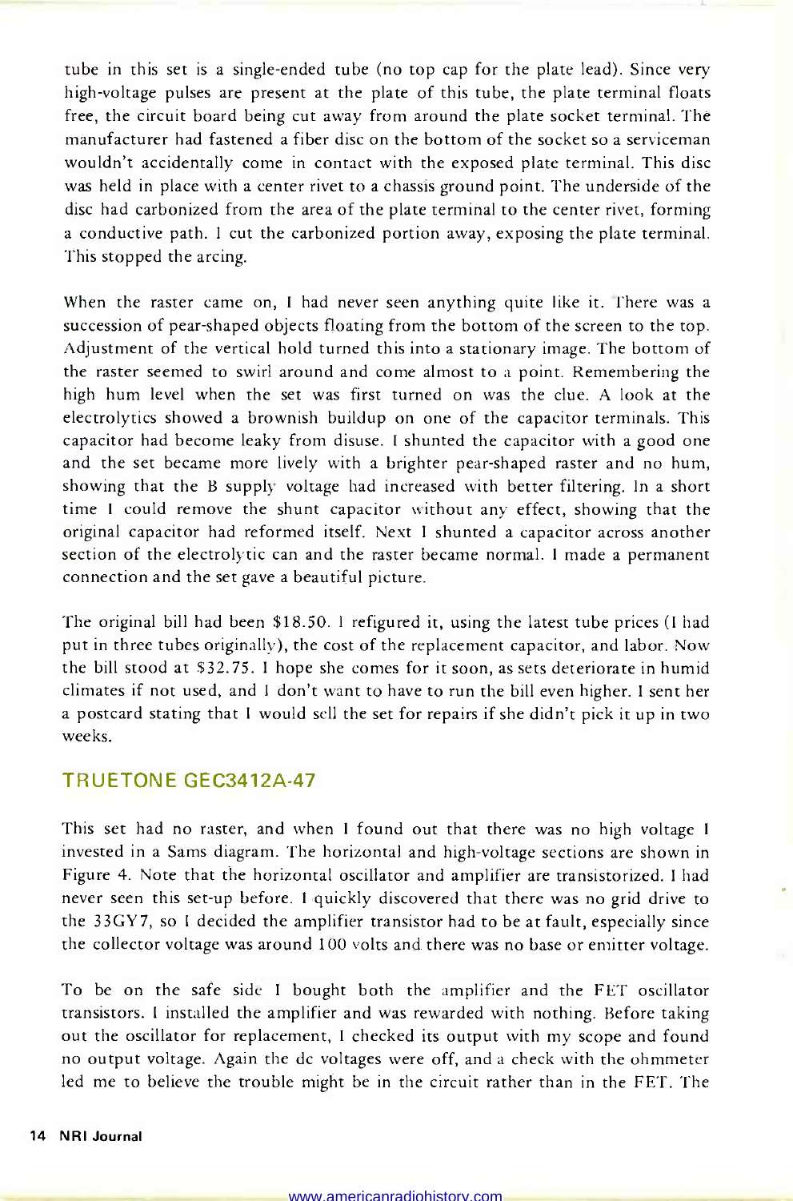tube in this set is a single-ended tube (no top cap for the plate lead). Since very high-voltage pulses are present at the plate of this tube, the plate terminal floats free, the circuit board being cut away from around the plate socket terminal. The manufacturer had fastened a fiber disc on the bottom of the socket so a serviceman wouldn't accidentally come in contact with the exposed plate terminal. This disc was held in place with a center rivet to a chassis ground point. The underside of the disc had carbonized from the area of the plate terminal to the center rivet, forming a conductive path. I cut the carbonized portion away, exposing the plate terminal. This stopped the arcing.

When the raster came on, I had never seen anything quite like it. There was a succession of pear-shaped objects floating from the bottom of the screen to the top. Adjustment of the vertical hold turned this into a stationary image. The bottom of the raster seemed to swirl around and come almost to a point. Remembering the high hum level when the set was first turned on was the clue. A look at the electrolytics showed a brownish buildup on one of the capacitor terminals. This capacitor had become leaky from disuse. I shunted the capacitor with a good one and the set became more lively with a brighter pear-shaped raster and no hum, showing that the B supply voltage had increased with better filtering. In a short time I could remove the shunt capacitor without any effect, showing that the original capacitor had reformed itself. Next I shunted a capacitor across another section of the electrolytic can and the raster became normal. I made a permanent connection and the set gave a beautiful picture.

The original bill had been $18.50. I refigured it, using the latest tube prices (I had put in three tubes originally), the cost of the replacement capacitor, and labor. Now the bill stood at $32.75. I hope she comes for it soon, as sets deteriorate in humid climates if not used, and I don't want to have to run the bill even higher. I sent her a postcard stating that I would sell the set for repairs if she didn't pick it up in two weeks.

## TRUETONE GEC3412A-47

This set had no raster, and when I found out that there was no high voltage I invested in a Sams diagram. The horizontal and high-voltage sections are shown in Figure 4. Note that the horizontal oscillator and amplifier are transistorized. I had never seen this set-up before. I quickly discovered that there was no grid drive to the 33GY7, so I decided the amplifier transistor had to be at fault, especially since the collector voltage was around 100 volts and there was no base or emitter voltage.

To be on the safe side I bought both the amplifier and the FET oscillator transistors. I installed the amplifier and was rewarded with nothing. Before taking out the oscillator for replacement, I checked its output with my scope and found no output voltage. Again the dc voltages were off, and a check with the ohmmeter led me to believe the trouble might be in the circuit rather than in the FET. The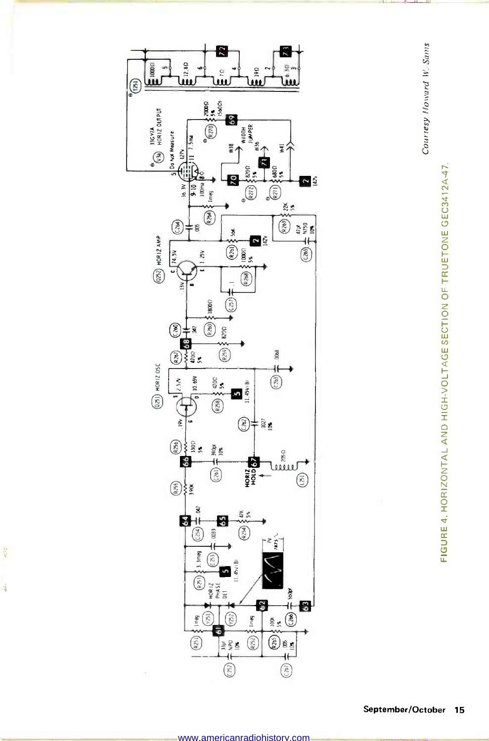*Courtesy Howard W. Sams*

FIGURE 4. HORIZONTAL AND HIGH-VOLTAGE SECTION OF TRUETONE GEC3412A-47.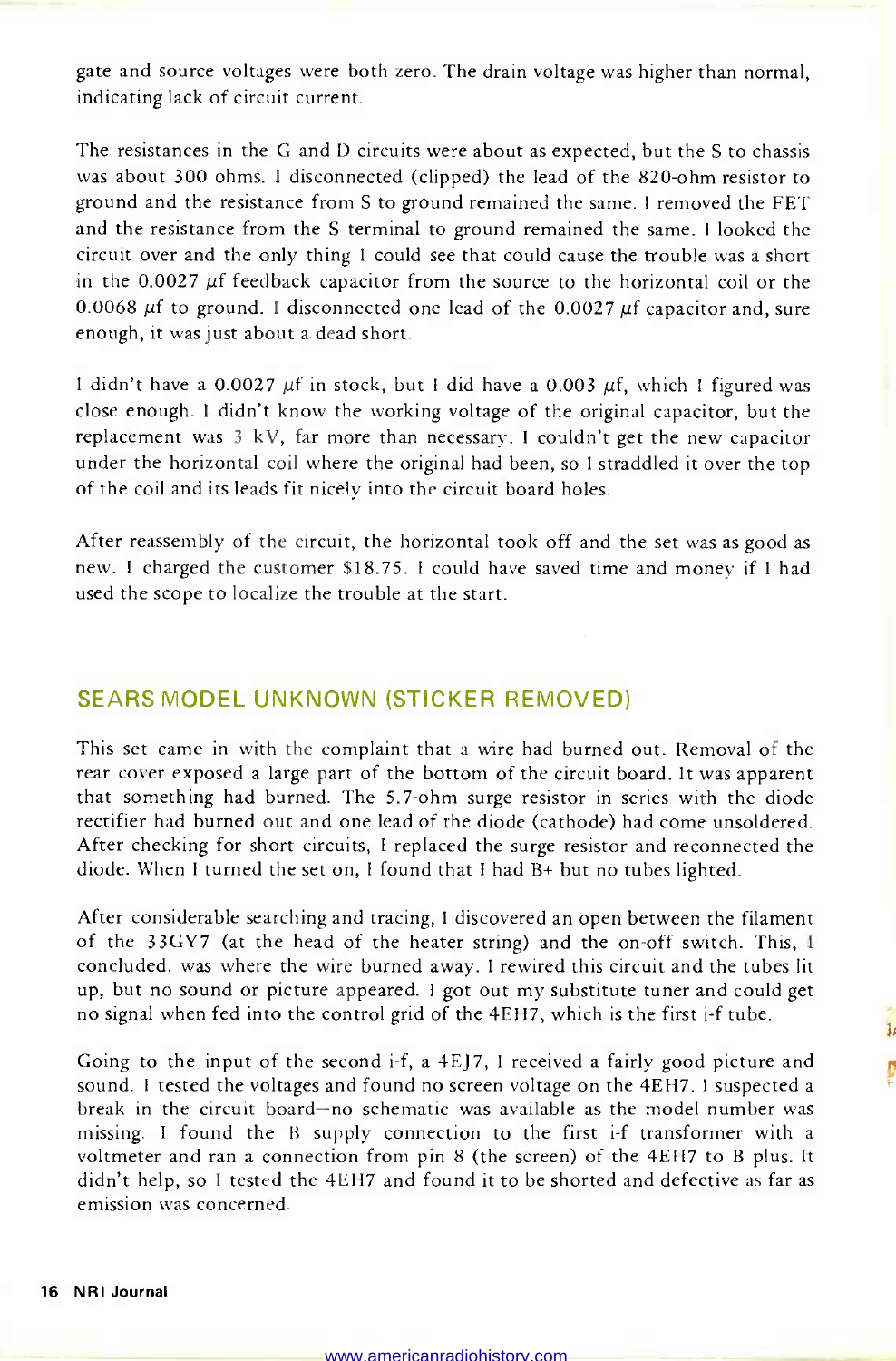gate and source voltages were both zero. The drain voltage was higher than normal, indicating lack of circuit current.

The resistances in the G and D circuits were about as expected, but the S to chassis was about 300 ohms. I disconnected (clipped) the lead of the 820-ohm resistor to ground and the resistance from S to ground remained the same. I removed the FET and the resistance from the S terminal to ground remained the same. I looked the circuit over and the only thing I could see that could cause the trouble was a short in the 0.0027 $\mu f$ feedback capacitor from the source to the horizontal coil or the 0.0068 $\mu f$ to ground. I disconnected one lead of the 0.0027 $\mu f$ capacitor and, sure enough, it was just about a dead short.

I didn't have a 0.0027 $\mu f$ in stock, but I did have a 0.003 $\mu f$, which I figured was close enough. I didn't know the working voltage of the original capacitor, but the replacement was 3 kV, far more than necessary. I couldn't get the new capacitor under the horizontal coil where the original had been, so I straddled it over the top of the coil and its leads fit nicely into the circuit board holes.

After reassembly of the circuit, the horizontal took off and the set was as good as new. I charged the customer $18.75. I could have saved time and money if I had used the scope to localize the trouble at the start.

## SEARS MODEL UNKNOWN (STICKER REMOVED)

This set came in with the complaint that a wire had burned out. Removal of the rear cover exposed a large part of the bottom of the circuit board. It was apparent that something had burned. The 5.7-ohm surge resistor in series with the diode rectifier had burned out and one lead of the diode (cathode) had come unsoldered. After checking for short circuits, I replaced the surge resistor and reconnected the diode. When I turned the set on, I found that I had B+ but no tubes lighted.

After considerable searching and tracing, I discovered an open between the filament of the 33GY7 (at the head of the heater string) and the on-off switch. This, I concluded, was where the wire burned away. I rewired this circuit and the tubes lit up, but no sound or picture appeared. I got out my substitute tuner and could get no signal when fed into the control grid of the 4EH7, which is the first i-f tube.

Going to the input of the second i-f, a 4EJ7, I received a fairly good picture and sound. I tested the voltages and found no screen voltage on the 4EH7. I suspected a break in the circuit board—no schematic was available as the model number was missing. I found the B supply connection to the first i-f transformer with a voltmeter and ran a connection from pin 8 (the screen) of the 4EH7 to B plus. It didn't help, so I tested the 4EH7 and found it to be shorted and defective as far as emission was concerned.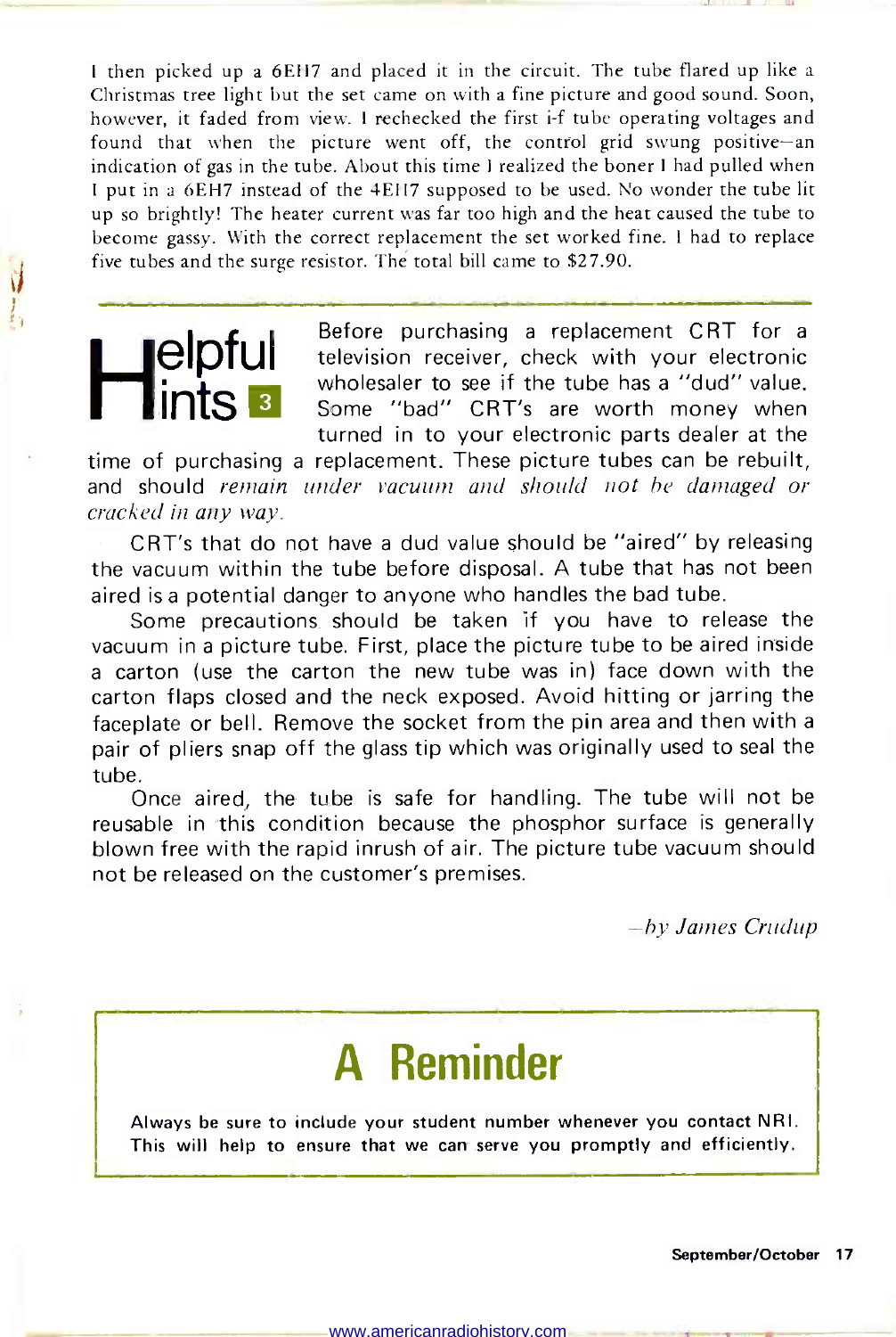I then picked up a 6EH7 and placed it in the circuit. The tube flared up like a Christmas tree light but the set came on with a fine picture and good sound. Soon, however, it faded from view. I rechecked the first i-f tube operating voltages and found that when the picture went off, the control grid swung positive—an indication of gas in the tube. About this time I realized the boner I had pulled when I put in a 6EH7 instead of the 4EH7 supposed to be used. No wonder the tube lit up so brightly! The heater current was far too high and the heat caused the tube to become gassy. With the correct replacement the set worked fine. I had to replace five tubes and the surge resistor. The total bill came to $27.90.

## Helpful Hints 3

Before purchasing a replacement CRT for a television receiver, check with your electronic wholesaler to see if the tube has a "dud" value. Some "bad" CRT's are worth money when turned in to your electronic parts dealer at the time of purchasing a replacement. These picture tubes can be rebuilt, and should *remain under vacuum and should not be damaged or cracked in any way.*

CRT's that do not have a dud value should be "aired" by releasing the vacuum within the tube before disposal. A tube that has not been aired is a potential danger to anyone who handles the bad tube.

Some precautions should be taken if you have to release the vacuum in a picture tube. First, place the picture tube to be aired inside a carton (use the carton the new tube was in) face down with the carton flaps closed and the neck exposed. Avoid hitting or jarring the faceplate or bell. Remove the socket from the pin area and then with a pair of pliers snap off the glass tip which was originally used to seal the tube.

Once aired, the tube is safe for handling. The tube will not be reusable in this condition because the phosphor surface is generally blown free with the rapid inrush of air. The picture tube vacuum should not be released on the customer's premises.

*—by James Crudup*

## A Reminder

Always be sure to include your student number whenever you contact NRI. This will help to ensure that we can serve you promptly and efficiently.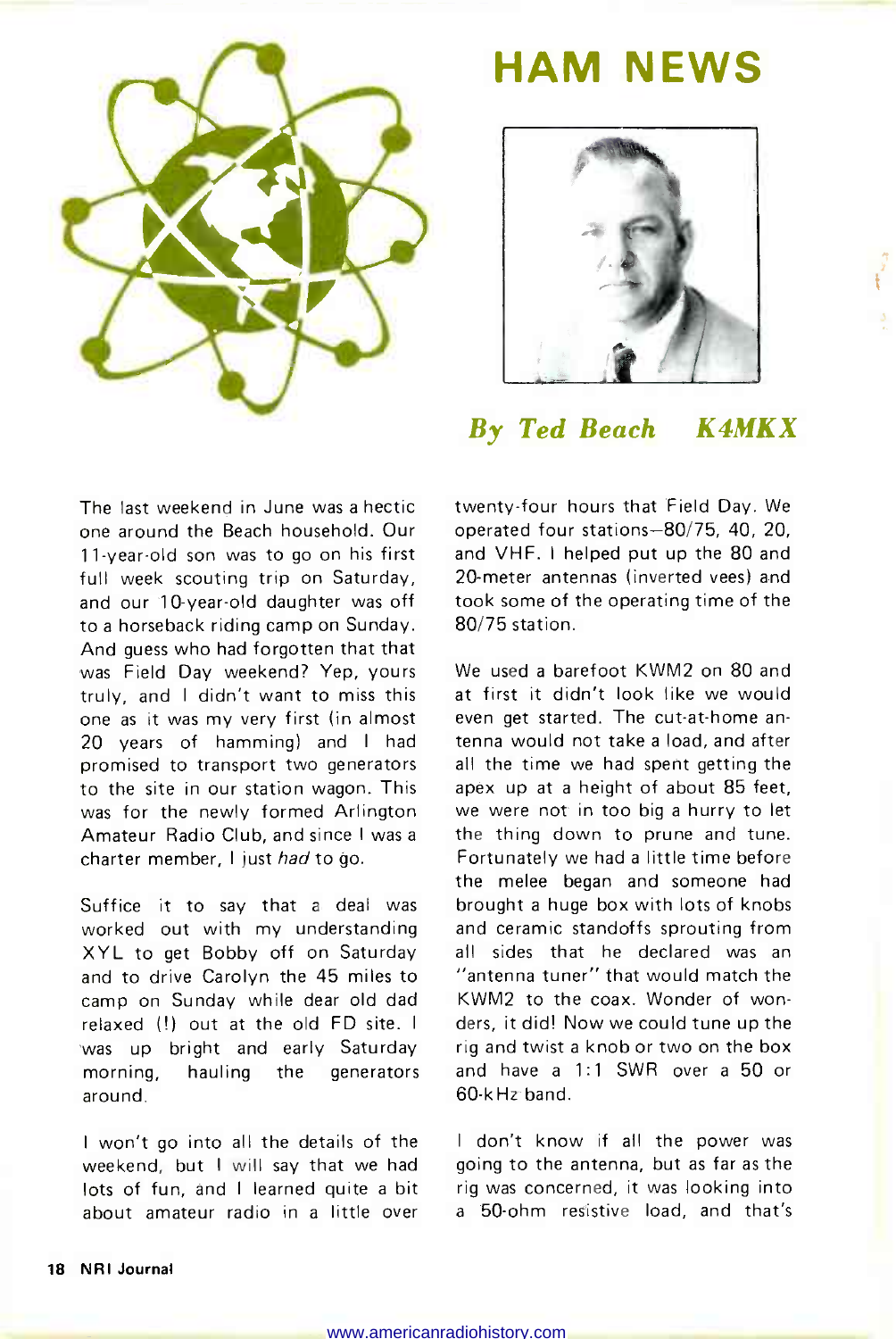# HAM NEWS

*By Ted Beach K4MKX*

The last weekend in June was a hectic one around the Beach household. Our 11-year-old son was to go on his first full week scouting trip on Saturday, and our 10-year-old daughter was off to a horseback riding camp on Sunday. And guess who had forgotten that that was Field Day weekend? Yep, yours truly, and I didn't want to miss this one as it was my very first (in almost 20 years of hamming) and I had promised to transport two generators to the site in our station wagon. This was for the newly formed Arlington Amateur Radio Club, and since I was a charter member, I just *had* to go.

Suffice it to say that a deal was worked out with my understanding XYL to get Bobby off on Saturday and to drive Carolyn the 45 miles to camp on Sunday while dear old dad relaxed (!) out at the old FD site. I was up bright and early Saturday morning, hauling the generators around.

I won't go into all the details of the weekend, but I will say that we had lots of fun, and I learned quite a bit about amateur radio in a little over twenty-four hours that Field Day. We operated four stations—80/75, 40, 20, and VHF. I helped put up the 80 and 20-meter antennas (inverted vees) and took some of the operating time of the 80/75 station.

We used a barefoot KWM2 on 80 and at first it didn't look like we would even get started. The cut-at-home antenna would not take a load, and after all the time we had spent getting the apex up at a height of about 85 feet, we were not in too big a hurry to let the thing down to prune and tune. Fortunately we had a little time before the melee began and someone had brought a huge box with lots of knobs and ceramic standoffs sprouting from all sides that he declared was an "antenna tuner" that would match the KWM2 to the coax. Wonder of wonders, it did! Now we could tune up the rig and twist a knob or two on the box and have a 1:1 SWR over a 50 or 60-kHz band.

I don't know if all the power was going to the antenna, but as far as the rig was concerned, it was looking into a 50-ohm resistive load, and that's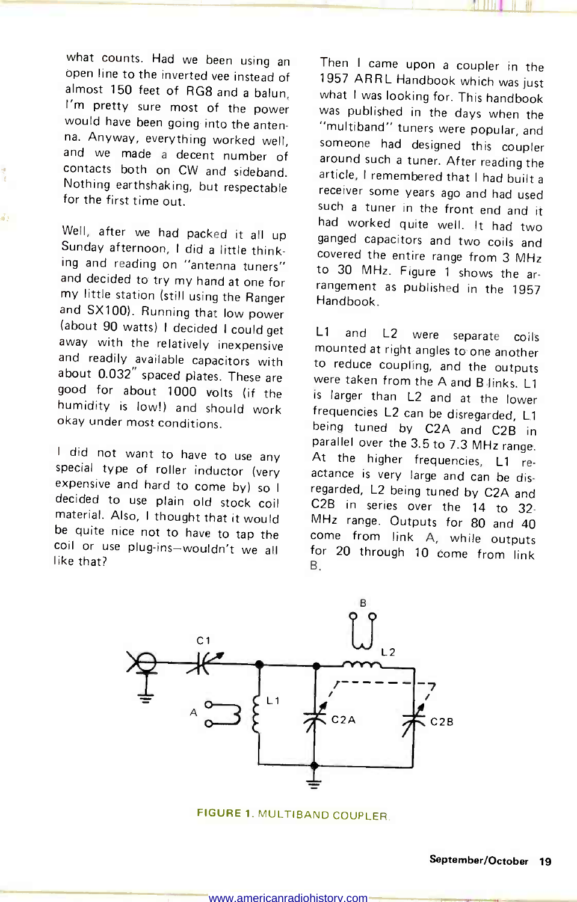what counts. Had we been using an open line to the inverted vee instead of almost 150 feet of RG8 and a balun, I'm pretty sure most of the power would have been going into the antenna. Anyway, everything worked well, and we made a decent number of contacts both on CW and sideband. Nothing earthshaking, but respectable for the first time out.

Well, after we had packed it all up Sunday afternoon, I did a little thinking and reading on "antenna tuners" and decided to try my hand at one for my little station (still using the Ranger and SX100). Running that low power (about 90 watts) I decided I could get away with the relatively inexpensive and readily available capacitors with about 0.032" spaced plates. These are good for about 1000 volts (if the humidity is low!) and should work okay under most conditions.

I did not want to have to use any special type of roller inductor (very expensive and hard to come by) so I decided to use plain old stock coil material. Also, I thought that it would be quite nice not to have to tap the coil or use plug-ins—wouldn't we all like that?

Then I came upon a coupler in the 1957 ARRL Handbook which was just what I was looking for. This handbook was published in the days when the "multiband" tuners were popular, and someone had designed this coupler around such a tuner. After reading the article, I remembered that I had built a receiver some years ago and had used such a tuner in the front end and it had worked quite well. It had two ganged capacitors and two coils and covered the entire range from 3 MHz to 30 MHz. Figure 1 shows the arrangement as published in the 1957 Handbook.

L1 and L2 were separate coils mounted at right angles to one another to reduce coupling, and the outputs were taken from the A and B links. L1 is larger than L2 and at the lower frequencies L2 can be disregarded, L1 being tuned by C2A and C2B in parallel over the 3.5 to 7.3 MHz range. At the higher frequencies, L1 reactance is very large and can be disregarded, L2 being tuned by C2A and C2B in series over the 14 to 32 MHz range. Outputs for 80 and 40 come from link A, while outputs for 20 through 10 come from link B.

FIGURE 1. MULTIBAND COUPLER.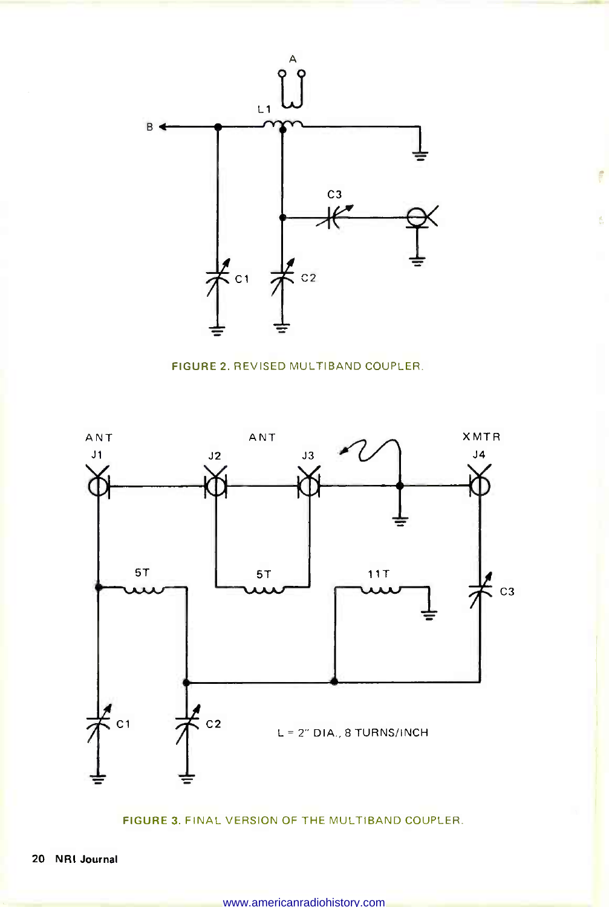FIGURE 2. REVISED MULTIBAND COUPLER.

FIGURE 3. FINAL VERSION OF THE MULTIBAND COUPLER.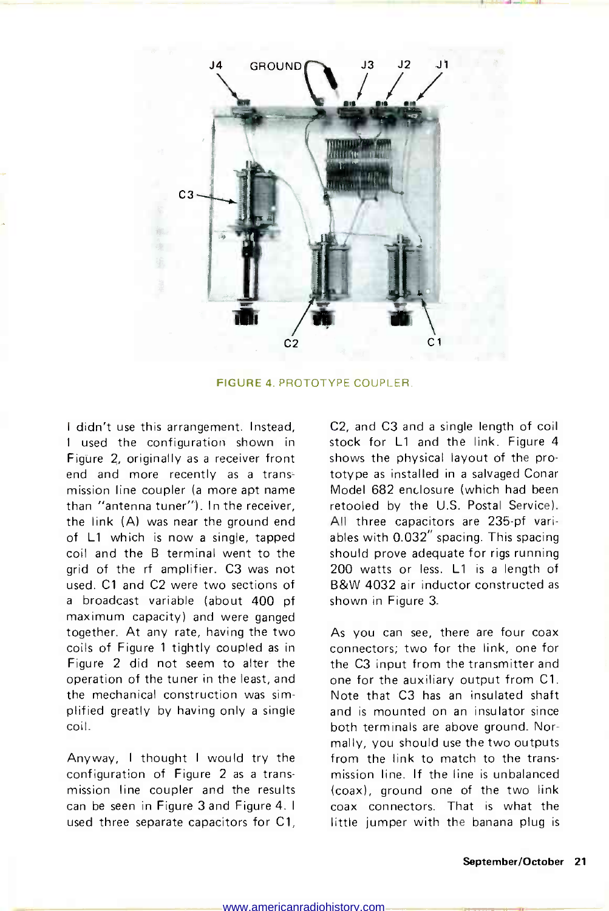FIGURE 4. PROTOTYPE COUPLER.

I didn't use this arrangement. Instead, I used the configuration shown in Figure 2, originally as a receiver front end and more recently as a transmission line coupler (a more apt name than "antenna tuner"). In the receiver, the link (A) was near the ground end of L1 which is now a single, tapped coil and the B terminal went to the grid of the rf amplifier. C3 was not used. C1 and C2 were two sections of a broadcast variable (about 400 pf maximum capacity) and were ganged together. At any rate, having the two coils of Figure 1 tightly coupled as in Figure 2 did not seem to alter the operation of the tuner in the least, and the mechanical construction was simplified greatly by having only a single coil.

Anyway, I thought I would try the configuration of Figure 2 as a transmission line coupler and the results can be seen in Figure 3 and Figure 4. I used three separate capacitors for C1, C2, and C3 and a single length of coil stock for L1 and the link. Figure 4 shows the physical layout of the prototype as installed in a salvaged Conar Model 682 enclosure (which had been retooled by the U.S. Postal Service). All three capacitors are 235-pf variables with 0.032" spacing. This spacing should prove adequate for rigs running 200 watts or less. L1 is a length of B&W 4032 air inductor constructed as shown in Figure 3.

As you can see, there are four coax connectors; two for the link, one for the C3 input from the transmitter and one for the auxiliary output from C1. Note that C3 has an insulated shaft and is mounted on an insulator since both terminals are above ground. Normally, you should use the two outputs from the link to match to the transmission line. If the line is unbalanced (coax), ground one of the two link coax connectors. That is what the little jumper with the banana plug is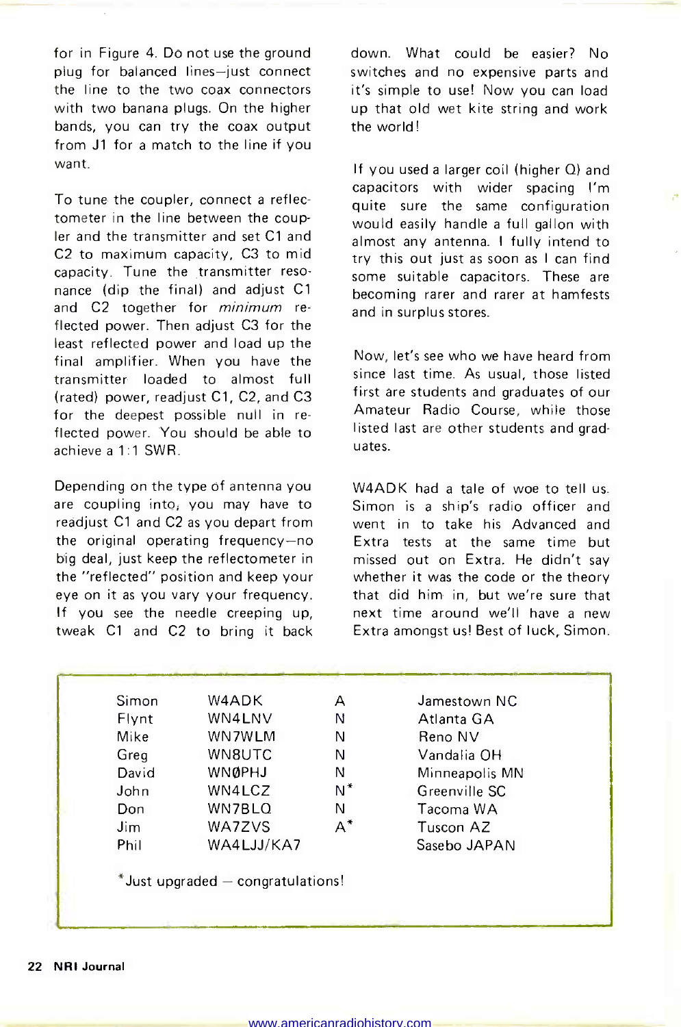for in Figure 4. Do not use the ground plug for balanced lines—just connect the line to the two coax connectors with two banana plugs. On the higher bands, you can try the coax output from J1 for a match to the line if you want.

To tune the coupler, connect a reflectometer in the line between the coupler and the transmitter and set C1 and C2 to maximum capacity, C3 to mid capacity. Tune the transmitter resonance (dip the final) and adjust C1 and C2 together for *minimum* reflected power. Then adjust C3 for the least reflected power and load up the final amplifier. When you have the transmitter loaded to almost full (rated) power, readjust C1, C2, and C3 for the deepest possible null in reflected power. You should be able to achieve a 1:1 SWR.

Depending on the type of antenna you are coupling into, you may have to readjust C1 and C2 as you depart from the original operating frequency—no big deal, just keep the reflectometer in the "reflected" position and keep your eye on it as you vary your frequency. If you see the needle creeping up, tweak C1 and C2 to bring it back down. What could be easier? No switches and no expensive parts and it's simple to use! Now you can load up that old wet kite string and work the world!

If you used a larger coil (higher Q) and capacitors with wider spacing I'm quite sure the same configuration would easily handle a full gallon with almost any antenna. I fully intend to try this out just as soon as I can find some suitable capacitors. These are becoming rarer and rarer at hamfests and in surplus stores.

Now, let's see who we have heard from since last time. As usual, those listed first are students and graduates of our Amateur Radio Course, while those listed last are other students and graduates.

W4ADK had a tale of woe to tell us. Simon is a ship's radio officer and went in to take his Advanced and Extra tests at the same time but missed out on Extra. He didn't say whether it was the code or the theory that did him in, but we're sure that next time around we'll have a new Extra amongst us! Best of luck, Simon.

| | | | |
|---|---|---|---|
| Simon | W4ADK | A | Jamestown NC |
| Flynt | WN4LNV | N | Atlanta GA |
| Mike | WN7WLM | N | Reno NV |
| Greg | WN8UTC | N | Vandalia OH |
| David | WNØPHJ | N | Minneapolis MN |
| John | WN4LCZ | N* | Greenville SC |
| Don | WN7BLQ | N | Tacoma WA |
| Jim | WA7ZVS | A* | Tuscon AZ |
| Phil | WA4LJJ/KA7 | | Sasebo JAPAN |

*Just upgraded — congratulations!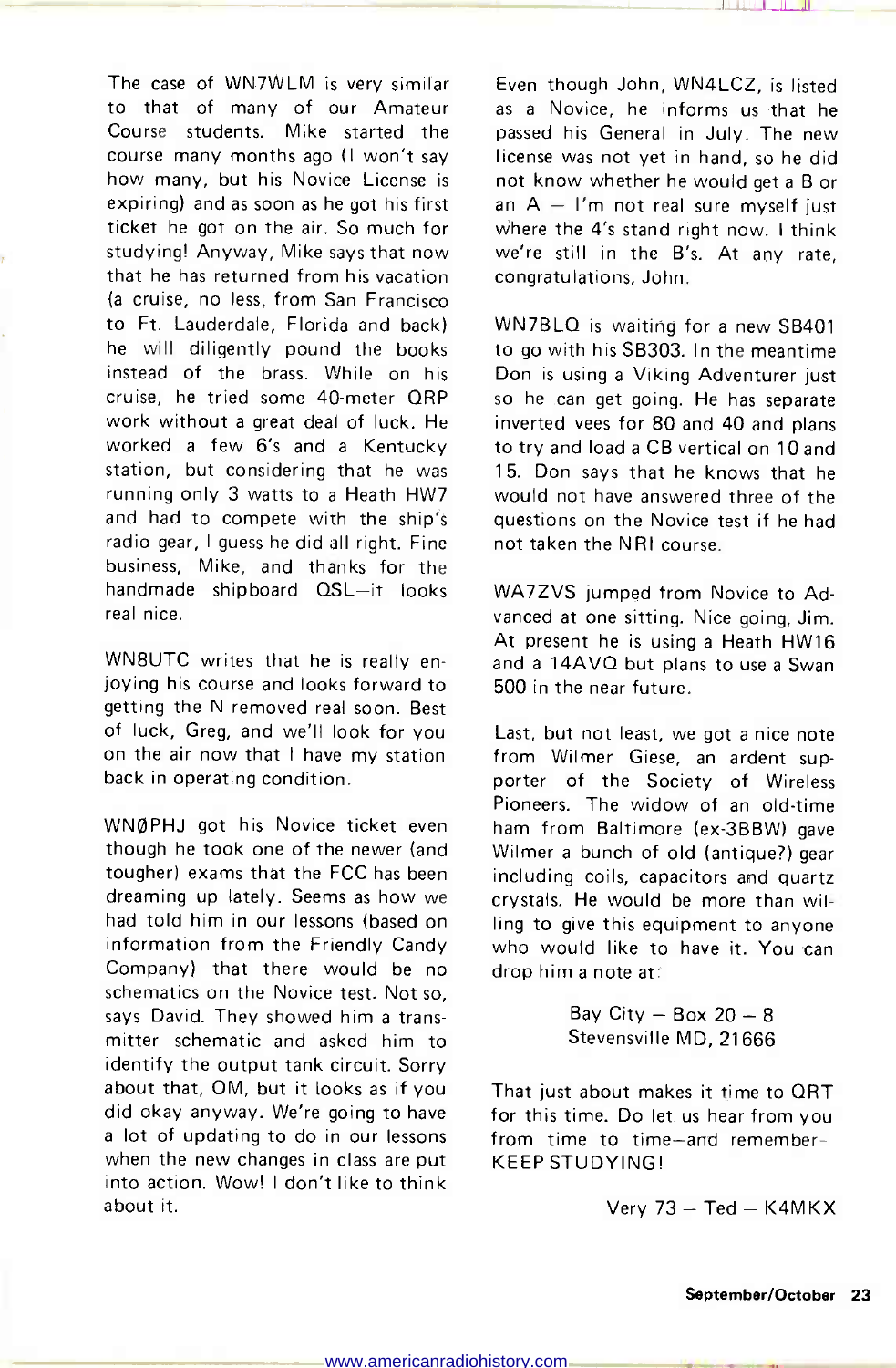The case of WN7WLM is very similar to that of many of our Amateur Course students. Mike started the course many months ago (I won't say how many, but his Novice License is expiring) and as soon as he got his first ticket he got on the air. So much for studying! Anyway, Mike says that now that he has returned from his vacation (a cruise, no less, from San Francisco to Ft. Lauderdale, Florida and back) he will diligently pound the books instead of the brass. While on his cruise, he tried some 40-meter QRP work without a great deal of luck. He worked a few 6's and a Kentucky station, but considering that he was running only 3 watts to a Heath HW7 and had to compete with the ship's radio gear, I guess he did all right. Fine business, Mike, and thanks for the handmade shipboard QSL—it looks real nice.

WN8UTC writes that he is really enjoying his course and looks forward to getting the N removed real soon. Best of luck, Greg, and we'll look for you on the air now that I have my station back in operating condition.

WNØPHJ got his Novice ticket even though he took one of the newer (and tougher) exams that the FCC has been dreaming up lately. Seems as how we had told him in our lessons (based on information from the Friendly Candy Company) that there would be no schematics on the Novice test. Not so, says David. They showed him a transmitter schematic and asked him to identify the output tank circuit. Sorry about that, OM, but it looks as if you did okay anyway. We're going to have a lot of updating to do in our lessons when the new changes in class are put into action. Wow! I don't like to think about it.

Even though John, WN4LCZ, is listed as a Novice, he informs us that he passed his General in July. The new license was not yet in hand, so he did not know whether he would get a B or an A — I'm not real sure myself just where the 4's stand right now. I think we're still in the B's. At any rate, congratulations, John.

WN7BLQ is waiting for a new SB401 to go with his SB303. In the meantime Don is using a Viking Adventurer just so he can get going. He has separate inverted vees for 80 and 40 and plans to try and load a CB vertical on 10 and 15. Don says that he knows that he would not have answered three of the questions on the Novice test if he had not taken the NRI course.

WA7ZVS jumped from Novice to Advanced at one sitting. Nice going, Jim. At present he is using a Heath HW16 and a 14AVQ but plans to use a Swan 500 in the near future.

Last, but not least, we got a nice note from Wilmer Giese, an ardent supporter of the Society of Wireless Pioneers. The widow of an old-time ham from Baltimore (ex-3BBW) gave Wilmer a bunch of old (antique?) gear including coils, capacitors and quartz crystals. He would be more than willing to give this equipment to anyone who would like to have it. You can drop him a note at:

Bay City — Box 20 — 8
Stevensville MD, 21666

That just about makes it time to QRT for this time. Do let us hear from you from time to time—and remember—KEEP STUDYING!

Very 73 — Ted — K4MKX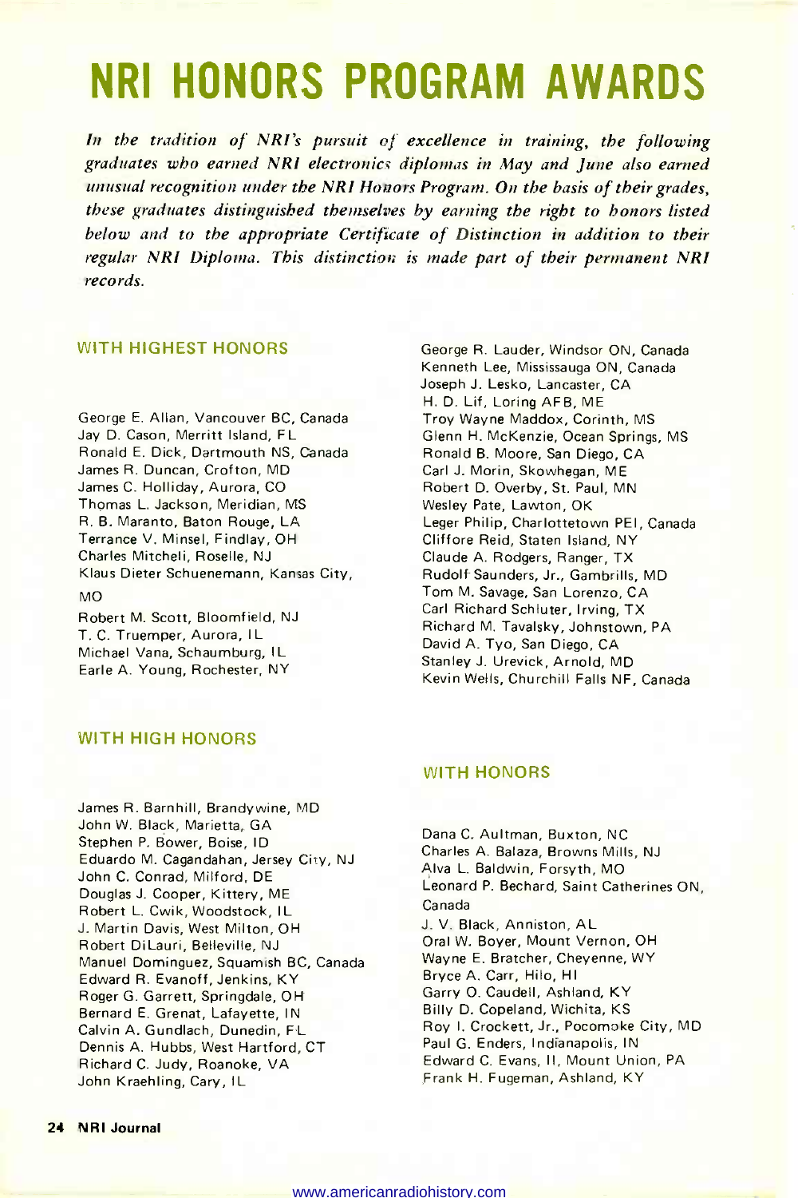# NRI HONORS PROGRAM AWARDS

*In the tradition of NRI's pursuit of excellence in training, the following graduates who earned NRI electronics diplomas in May and June also earned unusual recognition under the NRI Honors Program. On the basis of their grades, these graduates distinguished themselves by earning the right to honors listed below and to the appropriate Certificate of Distinction in addition to their regular NRI Diploma. This distinction is made part of their permanent NRI records.*

## WITH HIGHEST HONORS

George E. Allan, Vancouver BC, Canada
Jay D. Cason, Merritt Island, FL
Ronald E. Dick, Dartmouth NS, Canada
James R. Duncan, Crofton, MD
James C. Holliday, Aurora, CO
Thomas L. Jackson, Meridian, MS
R. B. Maranto, Baton Rouge, LA
Terrance V. Minsel, Findlay, OH
Charles Mitchell, Roselle, NJ
Klaus Dieter Schuenemann, Kansas City, MO
Robert M. Scott, Bloomfield, NJ
T. C. Truemper, Aurora, IL
Michael Vana, Schaumburg, IL
Earle A. Young, Rochester, NY

## WITH HIGH HONORS

James R. Barnhill, Brandywine, MD
John W. Black, Marietta, GA
Stephen P. Bower, Boise, ID
Eduardo M. Cagandahan, Jersey City, NJ
John C. Conrad, Milford, DE
Douglas J. Cooper, Kittery, ME
Robert L. Cwik, Woodstock, IL
J. Martin Davis, West Milton, OH
Robert DiLauri, Belleville, NJ
Manuel Dominguez, Squamish BC, Canada
Edward R. Evanoff, Jenkins, KY
Roger G. Garrett, Springdale, OH
Bernard E. Grenat, Lafayette, IN
Calvin A. Gundlach, Dunedin, FL
Dennis A. Hubbs, West Hartford, CT
Richard C. Judy, Roanoke, VA
John Kraehling, Cary, IL
George R. Lauder, Windsor ON, Canada
Kenneth Lee, Mississauga ON, Canada
Joseph J. Lesko, Lancaster, CA
H. D. Lif, Loring AFB, ME
Troy Wayne Maddox, Corinth, MS
Glenn H. McKenzie, Ocean Springs, MS
Ronald B. Moore, San Diego, CA
Carl J. Morin, Skowhegan, ME
Robert D. Overby, St. Paul, MN
Wesley Pate, Lawton, OK
Leger Philip, Charlottetown PEI, Canada
Cliffore Reid, Staten Island, NY
Claude A. Rodgers, Ranger, TX
Rudolf Saunders, Jr., Gambrills, MD
Tom M. Savage, San Lorenzo, CA
Carl Richard Schluter, Irving, TX
Richard M. Tavalsky, Johnstown, PA
David A. Tyo, San Diego, CA
Stanley J. Urevick, Arnold, MD
Kevin Wells, Churchill Falls NF, Canada

## WITH HONORS

Dana C. Aultman, Buxton, NC
Charles A. Balaza, Browns Mills, NJ
Alva L. Baldwin, Forsyth, MO
Leonard P. Bechard, Saint Catherines ON, Canada
J. V. Black, Anniston, AL
Oral W. Boyer, Mount Vernon, OH
Wayne E. Bratcher, Cheyenne, WY
Bryce A. Carr, Hilo, HI
Garry O. Caudell, Ashland, KY
Billy D. Copeland, Wichita, KS
Roy I. Crockett, Jr., Pocomoke City, MD
Paul G. Enders, Indianapolis, IN
Edward C. Evans, II, Mount Union, PA
Frank H. Fugeman, Ashland, KY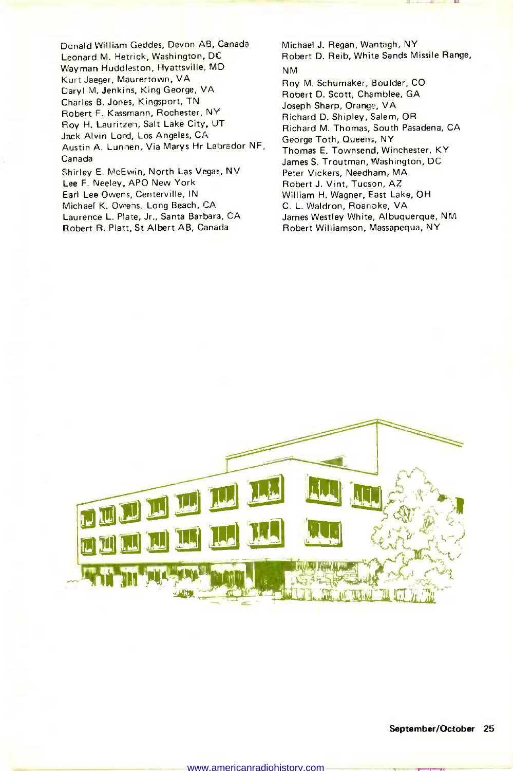Donald William Geddes, Devon AB, Canada
Leonard M. Hetrick, Washington, DC
Wayman Huddleston, Hyattsville, MD
Kurt Jaeger, Maurertown, VA
Daryl M. Jenkins, King George, VA
Charles B. Jones, Kingsport, TN
Robert F. Kassmann, Rochester, NY
Roy H. Lauritzen, Salt Lake City, UT
Jack Alvin Lord, Los Angeles, CA
Austin A. Lunnen, Via Marys Hr Labrador NF, Canada
Shirley E. McEwin, North Las Vegas, NV
Lee F. Neeley, APO New York
Earl Lee Owens, Centerville, IN
Michael K. Owens, Long Beach, CA
Laurence L. Plate, Jr., Santa Barbara, CA
Robert R. Platt, St Albert AB, Canada
Michael J. Regan, Wantagh, NY
Robert D. Reib, White Sands Missile Range, NM
Roy M. Schumaker, Boulder, CO
Robert D. Scott, Chamblee, GA
Joseph Sharp, Orange, VA
Richard D. Shipley, Salem, OR
Richard M. Thomas, South Pasadena, CA
George Toth, Queens, NY
Thomas E. Townsend, Winchester, KY
James S. Troutman, Washington, DC
Peter Vickers, Needham, MA
Robert J. Vint, Tucson, AZ
William H. Wagner, East Lake, OH
C. L. Waldron, Roanoke, VA
James Westley White, Albuquerque, NM
Robert Williamson, Massapequa, NY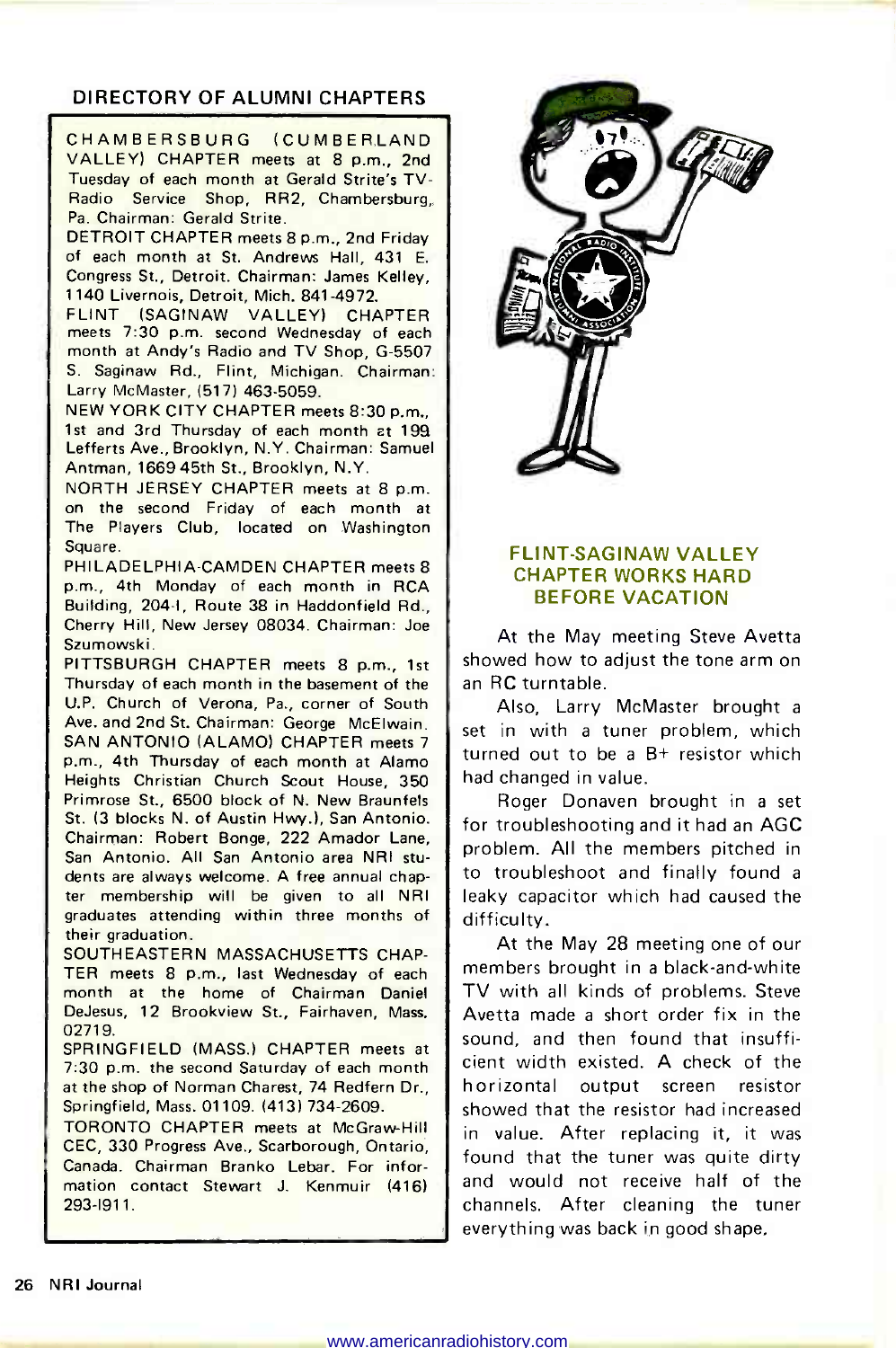## DIRECTORY OF ALUMNI CHAPTERS

CHAMBERSBURG (CUMBERLAND VALLEY) CHAPTER meets at 8 p.m., 2nd Tuesday of each month at Gerald Strite's TV-Radio Service Shop, RR2, Chambersburg, Pa. Chairman: Gerald Strite.

DETROIT CHAPTER meets 8 p.m., 2nd Friday of each month at St. Andrews Hall, 431 E. Congress St., Detroit. Chairman: James Kelley, 1140 Livernois, Detroit, Mich. 841-4972.

FLINT (SAGINAW VALLEY) CHAPTER meets 7:30 p.m. second Wednesday of each month at Andy's Radio and TV Shop, G-5507 S. Saginaw Rd., Flint, Michigan. Chairman: Larry McMaster, (517) 463-5059.

NEW YORK CITY CHAPTER meets 8:30 p.m., 1st and 3rd Thursday of each month at 199 Lefferts Ave., Brooklyn, N.Y. Chairman: Samuel Antman, 1669 45th St., Brooklyn, N.Y.

NORTH JERSEY CHAPTER meets at 8 p.m. on the second Friday of each month at The Players Club, located on Washington Square.

PHILADELPHIA-CAMDEN CHAPTER meets 8 p.m., 4th Monday of each month in RCA Building, 204-1, Route 38 in Haddonfield Rd., Cherry Hill, New Jersey 08034. Chairman: Joe Szumowski.

PITTSBURGH CHAPTER meets 8 p.m., 1st Thursday of each month in the basement of the U.P. Church of Verona, Pa., corner of South Ave. and 2nd St. Chairman: George McElwain.

SAN ANTONIO (ALAMO) CHAPTER meets 7 p.m., 4th Thursday of each month at Alamo Heights Christian Church Scout House, 350 Primrose St., 6500 block of N. New Braunfels St. (3 blocks N. of Austin Hwy.), San Antonio. Chairman: Robert Bonge, 222 Amador Lane, San Antonio. All San Antonio area NRI students are always welcome. A free annual chapter membership will be given to all NRI graduates attending within three months of their graduation.

SOUTHEASTERN MASSACHUSETTS CHAPTER meets 8 p.m., last Wednesday of each month at the home of Chairman Daniel DeJesus, 12 Brookview St., Fairhaven, Mass. 02719.

SPRINGFIELD (MASS.) CHAPTER meets at 7:30 p.m. the second Saturday of each month at the shop of Norman Charest, 74 Redfern Dr., Springfield, Mass. 01109. (413) 734-2609.

TORONTO CHAPTER meets at McGraw-Hill CEC, 330 Progress Ave., Scarborough, Ontario, Canada. Chairman Branko Lebar. For information contact Stewart J. Kenmuir (416) 293-1911.

## FLINT-SAGINAW VALLEY CHAPTER WORKS HARD BEFORE VACATION

At the May meeting Steve Avetta showed how to adjust the tone arm on an RC turntable.

Also, Larry McMaster brought a set in with a tuner problem, which turned out to be a B+ resistor which had changed in value.

Roger Donaven brought in a set for troubleshooting and it had an AGC problem. All the members pitched in to troubleshoot and finally found a leaky capacitor which had caused the difficulty.

At the May 28 meeting one of our members brought in a black-and-white TV with all kinds of problems. Steve Avetta made a short order fix in the sound, and then found that insufficient width existed. A check of the horizontal output screen resistor showed that the resistor had increased in value. After replacing it, it was found that the tuner was quite dirty and would not receive half of the channels. After cleaning the tuner everything was back in good shape.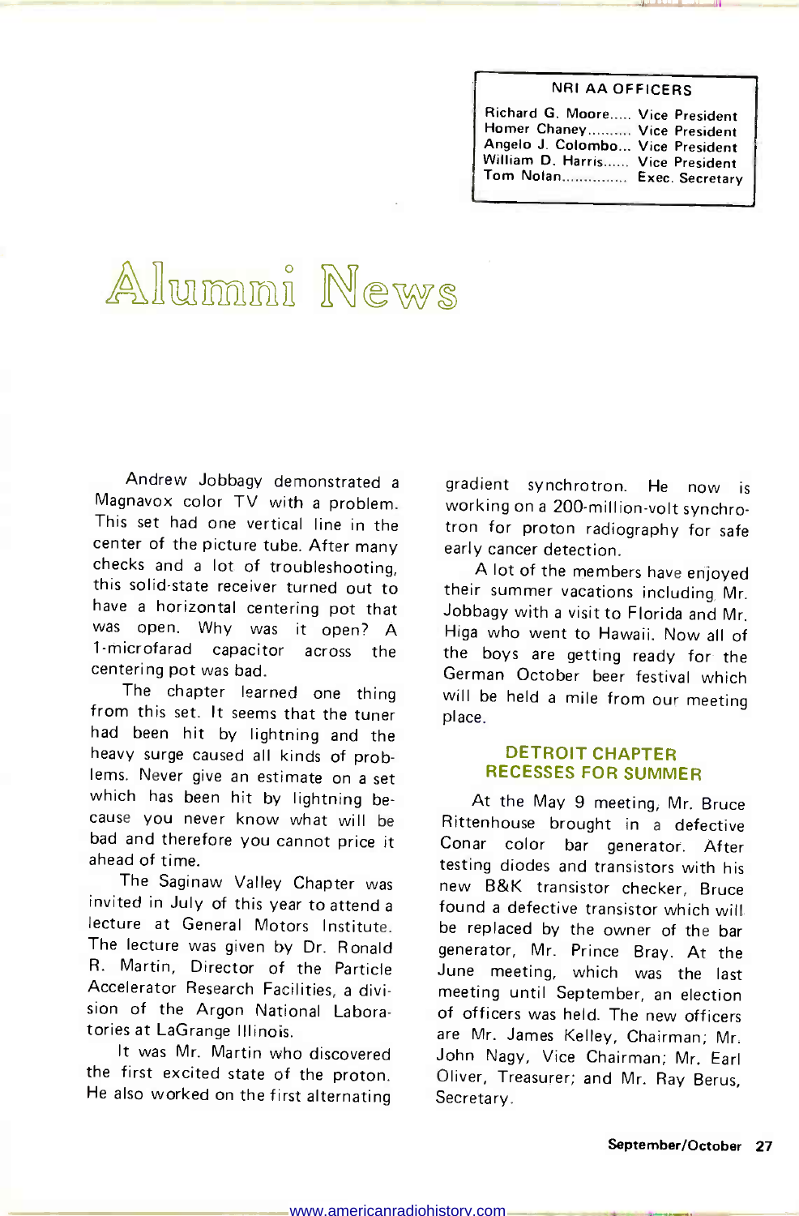| NRI AA OFFICERS | |
|---|---|
| Richard G. Moore | Vice President |
| Homer Chaney | Vice President |
| Angelo J. Colombo | Vice President |
| William D. Harris | Vice President |
| Tom Nolan | Exec. Secretary |

# Alumni News

Andrew Jobbagy demonstrated a Magnavox color TV with a problem. This set had one vertical line in the center of the picture tube. After many checks and a lot of troubleshooting, this solid-state receiver turned out to have a horizontal centering pot that was open. Why was it open? A 1-microfarad capacitor across the centering pot was bad.

The chapter learned one thing from this set. It seems that the tuner had been hit by lightning and the heavy surge caused all kinds of problems. Never give an estimate on a set which has been hit by lightning because you never know what will be bad and therefore you cannot price it ahead of time.

The Saginaw Valley Chapter was invited in July of this year to attend a lecture at General Motors Institute. The lecture was given by Dr. Ronald R. Martin, Director of the Particle Accelerator Research Facilities, a division of the Argon National Laboratories at LaGrange Illinois.

It was Mr. Martin who discovered the first excited state of the proton. He also worked on the first alternating gradient synchrotron. He now is working on a 200-million-volt synchrotron for proton radiography for safe early cancer detection.

A lot of the members have enjoyed their summer vacations including Mr. Jobbagy with a visit to Florida and Mr. Higa who went to Hawaii. Now all of the boys are getting ready for the German October beer festival which will be held a mile from our meeting place.

## DETROIT CHAPTER RECESSES FOR SUMMER

At the May 9 meeting, Mr. Bruce Rittenhouse brought in a defective Conar color bar generator. After testing diodes and transistors with his new B&K transistor checker, Bruce found a defective transistor which will be replaced by the owner of the bar generator, Mr. Prince Bray. At the June meeting, which was the last meeting until September, an election of officers was held. The new officers are Mr. James Kelley, Chairman; Mr. John Nagy, Vice Chairman; Mr. Earl Oliver, Treasurer; and Mr. Ray Berus, Secretary.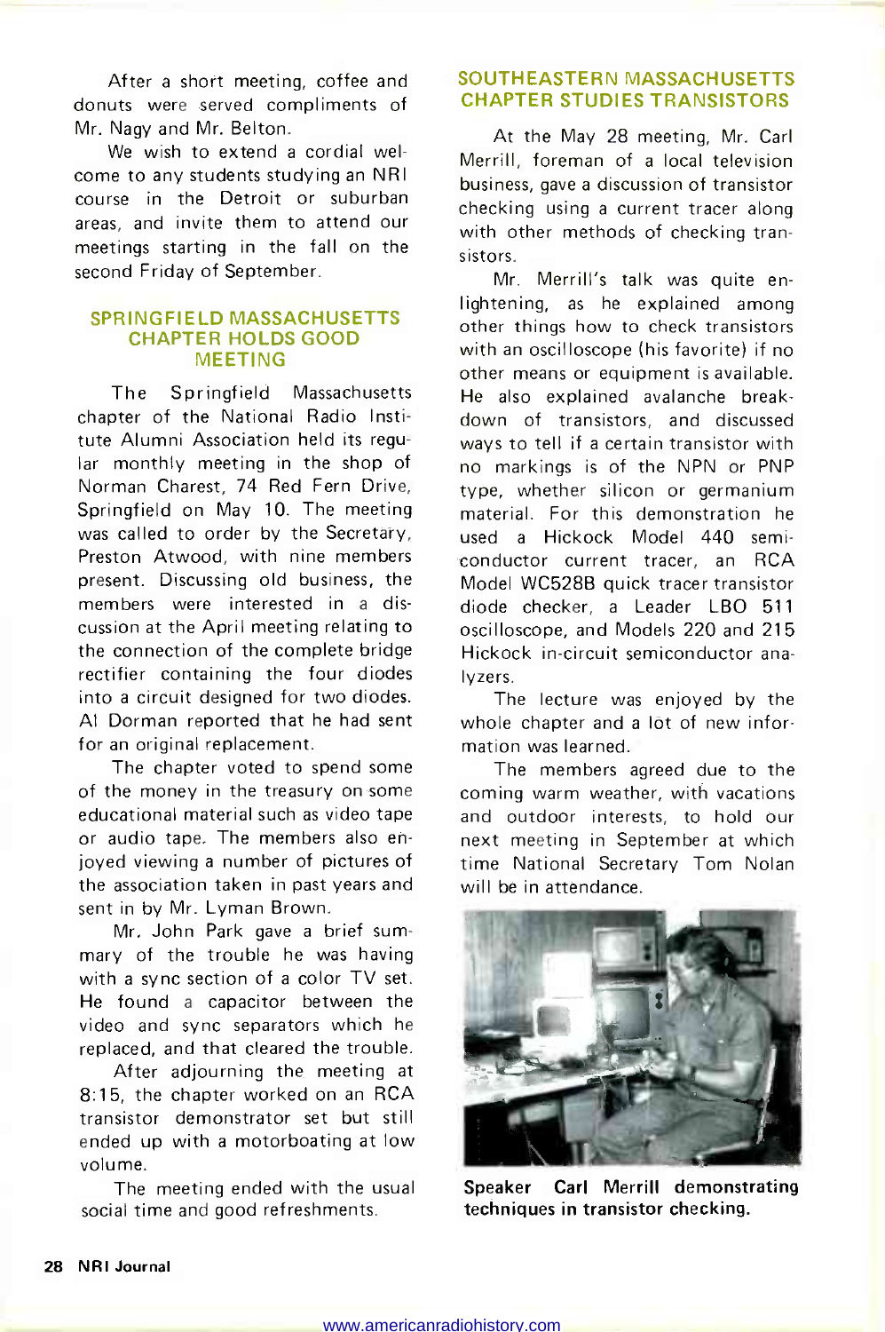After a short meeting, coffee and donuts were served compliments of Mr. Nagy and Mr. Belton.

We wish to extend a cordial welcome to any students studying an NRI course in the Detroit or suburban areas, and invite them to attend our meetings starting in the fall on the second Friday of September.

## SPRINGFIELD MASSACHUSETTS CHAPTER HOLDS GOOD MEETING

The Springfield Massachusetts chapter of the National Radio Institute Alumni Association held its regular monthly meeting in the shop of Norman Charest, 74 Red Fern Drive, Springfield on May 10. The meeting was called to order by the Secretary, Preston Atwood, with nine members present. Discussing old business, the members were interested in a discussion at the April meeting relating to the connection of the complete bridge rectifier containing the four diodes into a circuit designed for two diodes. Al Dorman reported that he had sent for an original replacement.

The chapter voted to spend some of the money in the treasury on some educational material such as video tape or audio tape. The members also enjoyed viewing a number of pictures of the association taken in past years and sent in by Mr. Lyman Brown.

Mr. John Park gave a brief summary of the trouble he was having with a sync section of a color TV set. He found a capacitor between the video and sync separators which he replaced, and that cleared the trouble.

After adjourning the meeting at 8:15, the chapter worked on an RCA transistor demonstrator set but still ended up with a motorboating at low volume.

The meeting ended with the usual social time and good refreshments.

## SOUTHEASTERN MASSACHUSETTS CHAPTER STUDIES TRANSISTORS

At the May 28 meeting, Mr. Carl Merrill, foreman of a local television business, gave a discussion of transistor checking using a current tracer along with other methods of checking transistors.

Mr. Merrill's talk was quite enlightening, as he explained among other things how to check transistors with an oscilloscope (his favorite) if no other means or equipment is available. He also explained avalanche breakdown of transistors, and discussed ways to tell if a certain transistor with no markings is of the NPN or PNP type, whether silicon or germanium material. For this demonstration he used a Hickock Model 440 semiconductor current tracer, an RCA Model WC528B quick tracer transistor diode checker, a Leader LBO 511 oscilloscope, and Models 220 and 215 Hickock in-circuit semiconductor analyzers.

The lecture was enjoyed by the whole chapter and a lot of new information was learned.

The members agreed due to the coming warm weather, with vacations and outdoor interests, to hold our next meeting in September at which time National Secretary Tom Nolan will be in attendance.

**Speaker Carl Merrill demonstrating techniques in transistor checking.**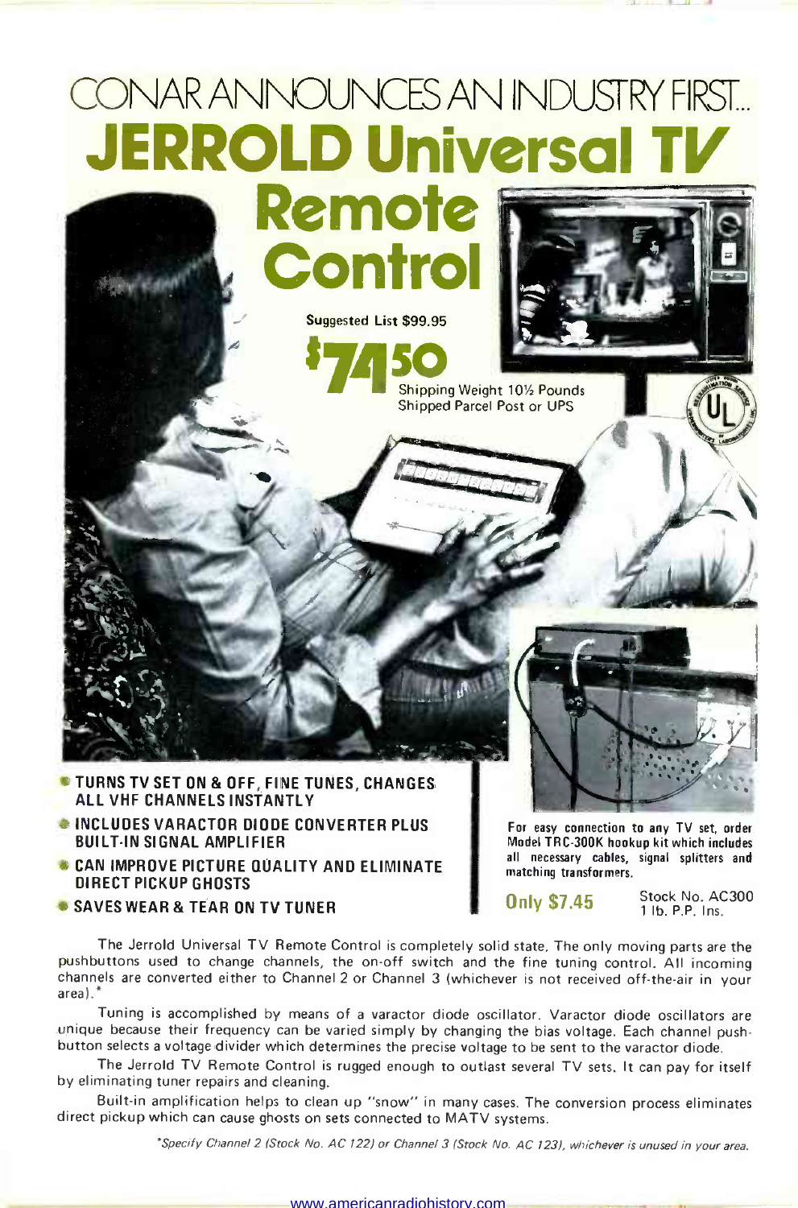# CONAR ANNOUNCES AN INDUSTRY FIRST...

# JERROLD Universal TV Remote Control

Suggested List $99.95

**$74.50**

Shipping Weight 10½ Pounds
Shipped Parcel Post or UPS

- **TURNS TV SET ON & OFF, FINE TUNES, CHANGES ALL VHF CHANNELS INSTANTLY**
- **INCLUDES VARACTOR DIODE CONVERTER PLUS BUILT-IN SIGNAL AMPLIFIER**
- **CAN IMPROVE PICTURE QUALITY AND ELIMINATE DIRECT PICKUP GHOSTS**
- **SAVES WEAR & TEAR ON TV TUNER**

**For easy connection to any TV set, order Model TRC-300K hookup kit which includes all necessary cables, signal splitters and matching transformers.**

**Only $7.45** Stock No. AC300 1 lb. P.P. Ins.

The Jerrold Universal TV Remote Control is completely solid state. The only moving parts are the pushbuttons used to change channels, the on-off switch and the fine tuning control. All incoming channels are converted either to Channel 2 or Channel 3 (whichever is not received off-the-air in your area).*

Tuning is accomplished by means of a varactor diode oscillator. Varactor diode oscillators are unique because their frequency can be varied simply by changing the bias voltage. Each channel pushbutton selects a voltage divider which determines the precise voltage to be sent to the varactor diode.

The Jerrold TV Remote Control is rugged enough to outlast several TV sets. It can pay for itself by eliminating tuner repairs and cleaning.

Built-in amplification helps to clean up "snow" in many cases. The conversion process eliminates direct pickup which can cause ghosts on sets connected to MATV systems.

*\*Specify Channel 2 (Stock No. AC 122) or Channel 3 (Stock No. AC 123), whichever is unused in your area.*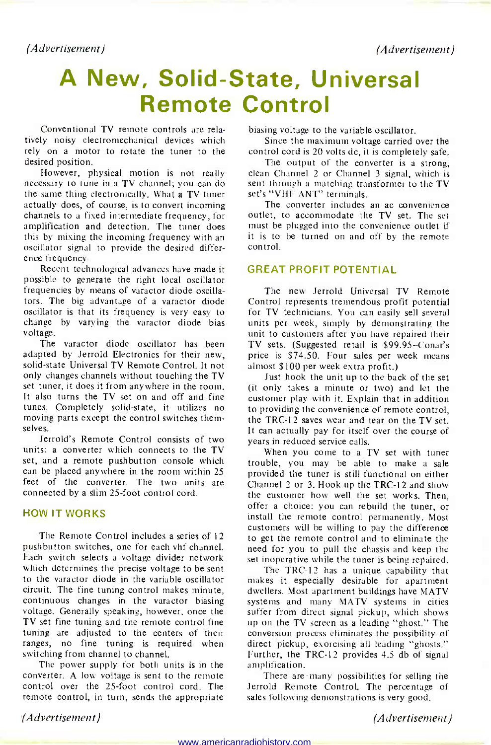*(Advertisement)* *(Advertisement)*

# A New, Solid-State, Universal Remote Control

Conventional TV remote controls are relatively noisy electromechanical devices which rely on a motor to rotate the tuner to the desired position.

However, physical motion is not really necessary to tune in a TV channel; you can do the same thing electronically. What a TV tuner actually does, of course, is to convert incoming channels to a fixed intermediate frequency, for amplification and detection. The tuner does this by mixing the incoming frequency with an oscillator signal to provide the desired difference frequency.

Recent technological advances have made it possible to generate the right local oscillator frequencies by means of varactor diode oscillators. The big advantage of a varactor diode oscillator is that its frequency is very easy to change by varying the varactor diode bias voltage.

The varactor diode oscillator has been adapted by Jerrold Electronics for their new, solid-state Universal TV Remote Control. It not only changes channels without touching the TV set tuner, it does it from anywhere in the room. It also turns the TV set on and off and fine tunes. Completely solid-state, it utilizes no moving parts except the control switches themselves.

Jerrold's Remote Control consists of two units: a converter which connects to the TV set, and a remote pushbutton console which can be placed anywhere in the room within 25 feet of the converter. The two units are connected by a slim 25-foot control cord.

## HOW IT WORKS

The Remote Control includes a series of 12 pushbutton switches, one for each vhf channel. Each switch selects a voltage divider network which determines the precise voltage to be sent to the varactor diode in the variable oscillator circuit. The fine tuning control makes minute, continuous changes in the varactor biasing voltage. Generally speaking, however, once the TV set fine tuning and the remote control fine tuning are adjusted to the centers of their ranges, no fine tuning is required when switching from channel to channel.

The power supply for both units is in the converter. A low voltage is sent to the remote control over the 25-foot control cord. The remote control, in turn, sends the appropriate biasing voltage to the variable oscillator.

Since the maximum voltage carried over the control cord is 20 volts dc, it is completely safe.

The output of the converter is a strong, clean Channel 2 or Channel 3 signal, which is sent through a matching transformer to the TV set's "VHF ANT" terminals.

The converter includes an ac convenience outlet, to accommodate the TV set. The set must be plugged into the convenience outlet if it is to be turned on and off by the remote control.

## GREAT PROFIT POTENTIAL

The new Jerrold Universal TV Remote Control represents tremendous profit potential for TV technicians. You can easily sell several units per week, simply by demonstrating the unit to customers after you have repaired their TV sets. (Suggested retail is $99.95–Conar's price is $74.50. Four sales per week means almost $100 per week extra profit.)

Just hook the unit up to the back of the set (it only takes a minute or two) and let the customer play with it. Explain that in addition to providing the convenience of remote control, the TRC-12 saves wear and tear on the TV set. It can actually pay for itself over the course of years in reduced service calls.

When you come to a TV set with tuner trouble, you may be able to make a sale provided the tuner is still functional on either Channel 2 or 3. Hook up the TRC-12 and show the customer how well the set works. Then, offer a choice: you can rebuild the tuner, or install the remote control permanently. Most customers will be willing to pay the difference to get the remote control and to eliminate the need for you to pull the chassis and keep the set inoperative while the tuner is being repaired.

The TRC-12 has a unique capability that makes it especially desirable for apartment dwellers. Most apartment buildings have MATV systems and many MATV systems in cities suffer from direct signal pickup, which shows up on the TV screen as a leading "ghost." The conversion process eliminates the possibility of direct pickup, exorcising all leading "ghosts." Further, the TRC-12 provides 4.5 db of signal amplification.

There are many possibilities for selling the Jerrold Remote Control. The percentage of sales following demonstrations is very good.

*(Advertisement)* *(Advertisement)*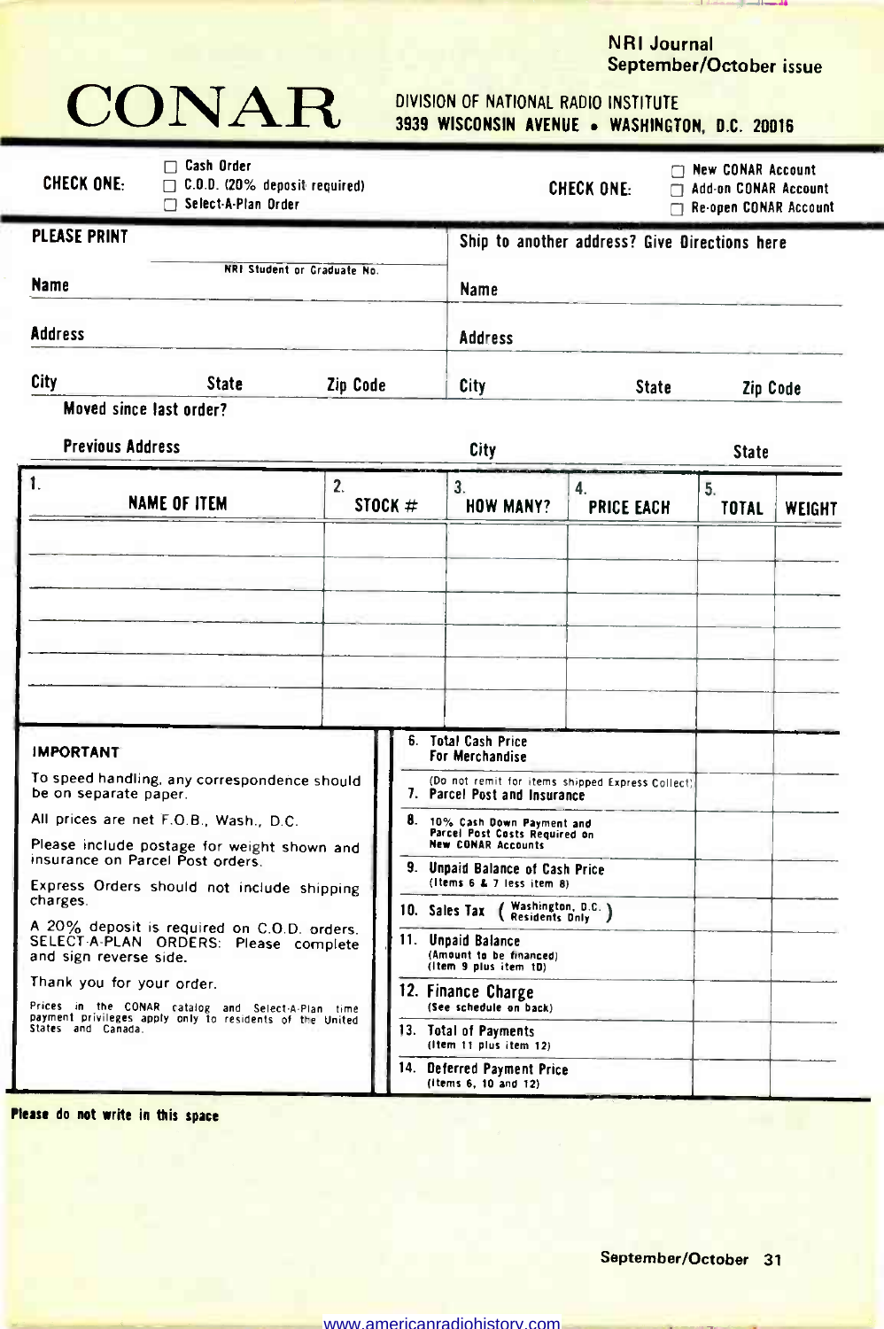NRI Journal
September/October issue

# CONAR

DIVISION OF NATIONAL RADIO INSTITUTE
3939 WISCONSIN AVENUE • WASHINGTON, D.C. 20016

**CHECK ONE:**
- ☐ Cash Order
- ☐ C.O.D. (20% deposit required)
- ☐ Select-A-Plan Order

**CHECK ONE:**
- ☐ New CONAR Account
- ☐ Add-on CONAR Account
- ☐ Re-open CONAR Account

**PLEASE PRINT**

NRI Student or Graduate No. ____________

Name ____________

Address ____________

City ____________ State ____________ Zip Code ____________

Moved since last order?

Previous Address ____________ City ____________ State ____________

**Ship to another address? Give Directions here**

Name ____________

Address ____________

City ____________ State ____________ Zip Code ____________

| 1. NAME OF ITEM | 2. STOCK # | 3. HOW MANY? | 4. PRICE EACH | 5. TOTAL | WEIGHT |
|---|---|---|---|---|---|
| | | | | | |
| | | | | | |
| | | | | | |
| | | | | | |
| | | | | | |
| | | | | | |

**IMPORTANT**

To speed handling, any correspondence should be on separate paper.

All prices are net F.O.B., Wash., D.C.

Please include postage for weight shown and insurance on Parcel Post orders.

Express Orders should not include shipping charges.

A 20% deposit is required on C.O.D. orders. SELECT-A-PLAN ORDERS: Please complete and sign reverse side.

Thank you for your order.

Prices in the CONAR catalog and Select-A-Plan time payment privileges apply only to residents of the United States and Canada.

| | | |
|---|---|---|
| 6. Total Cash Price For Merchandise | | |
| (Do not remit for items shipped Express Collect) 7. Parcel Post and Insurance | | |
| 8. 10% Cash Down Payment and Parcel Post Costs Required on New CONAR Accounts | | |
| 9. Unpaid Balance of Cash Price (Items 6 & 7 less item 8) | | |
| 10. Sales Tax (Washington, D.C. Residents Only) | | |
| 11. Unpaid Balance (Amount to be financed) (Item 9 plus item 10) | | |
| 12. Finance Charge (See schedule on back) | | |
| 13. Total of Payments (Item 11 plus item 12) | | |
| 14. Deferred Payment Price (Items 6, 10 and 12) | | |

**Please do not write in this space**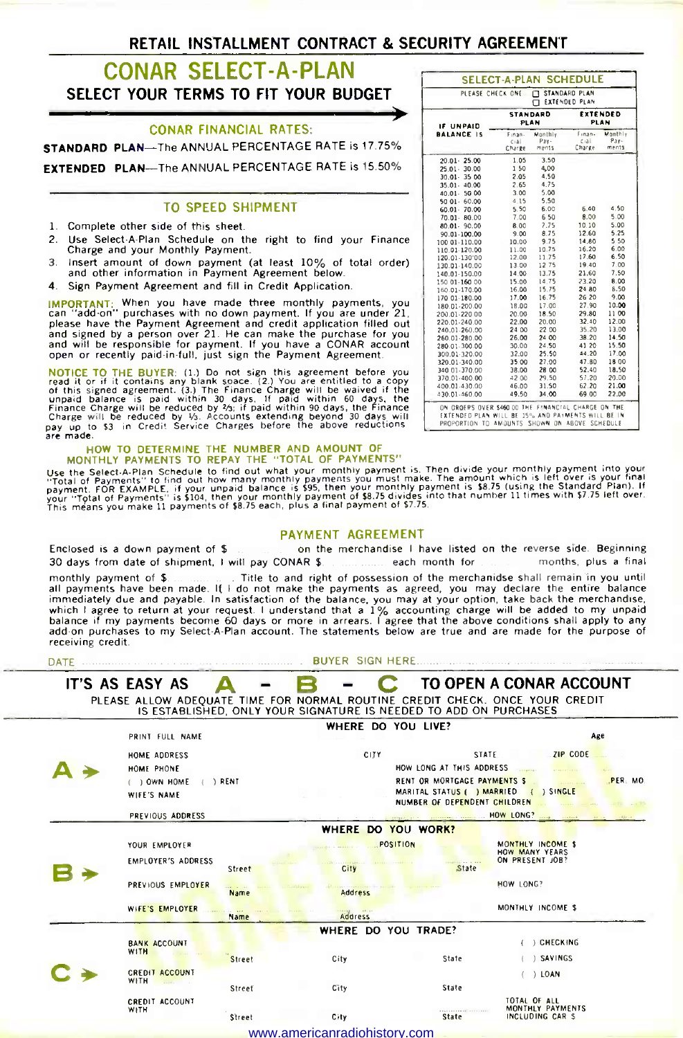# RETAIL INSTALLMENT CONTRACT & SECURITY AGREEMENT

## CONAR SELECT-A-PLAN

### SELECT YOUR TERMS TO FIT YOUR BUDGET

### CONAR FINANCIAL RATES:

**STANDARD PLAN**—The ANNUAL PERCENTAGE RATE is 17.75%

**EXTENDED PLAN**—The ANNUAL PERCENTAGE RATE is 15.50%

### TO SPEED SHIPMENT

1. Complete other side of this sheet.
2. Use Select-A-Plan Schedule on the right to find your Finance Charge and your Monthly Payment.
3. Insert amount of down payment (at least 10% of total order) and other information in Payment Agreement below.
4. Sign Payment Agreement and fill in Credit Application.

**IMPORTANT:** When you have made three monthly payments, you can "add-on" purchases with no down payment. If you are under 21, please have the Payment Agreement and credit application filled out and signed by a person over 21. He can make the purchase for you and will be responsible for payment. If you have a CONAR account open or recently paid-in-full, just sign the Payment Agreement.

**NOTICE TO THE BUYER:** (1.) Do not sign this agreement before you read it or if it contains any blank space. (2.) You are entitled to a copy of this signed agreement. (3.) The Finance Charge will be waived if the unpaid balance is paid within 30 days. If paid within 60 days, the Finance Charge will be reduced by 2/3; if paid within 90 days, the Finance Charge will be reduced by 1/3. Accounts extending beyond 30 days will pay up to $3 in Credit Service Charges before the above reductions are made.

### SELECT-A-PLAN SCHEDULE

PLEASE CHECK ONE ☐ STANDARD PLAN ☐ EXTENDED PLAN

| IF UNPAID BALANCE IS | STANDARD PLAN | | EXTENDED PLAN | |
|---|---|---|---|---|
| | Finan-cial Charge | Monthly Pay-ments | Finan-cial Charge | Monthly Pay-ments |
| 20.01- 25.00 | 1.05 | 3.50 | | |
| 25.01- 30.00 | 1.50 | 4.00 | | |
| 30.01- 35.00 | 2.05 | 4.50 | | |
| 35.01- 40.00 | 2.65 | 4.75 | | |
| 40.01- 50.00 | 3.00 | 5.00 | | |
| 50.01- 60.00 | 4.15 | 5.50 | | |
| 60.01- 70.00 | 5.50 | 6.00 | 6.40 | 4.50 |
| 70.01- 80.00 | 7.00 | 6.50 | 8.00 | 5.00 |
| 80.01- 90.00 | 8.00 | 7.75 | 10.10 | 5.00 |
| 90.01-100.00 | 9.00 | 8.75 | 12.60 | 5.25 |
| 100.01-110.00 | 10.00 | 9.75 | 14.80 | 5.50 |
| 110.01-120.00 | 11.00 | 10.75 | 16.20 | 6.00 |
| 120.01-130.00 | 12.00 | 11.75 | 17.60 | 6.50 |
| 130.01-140.00 | 13.00 | 12.75 | 19.40 | 7.00 |
| 140.01-150.00 | 14.00 | 13.75 | 21.60 | 7.50 |
| 150.01-160.00 | 15.00 | 14.75 | 23.20 | 8.00 |
| 160.01-170.00 | 16.00 | 15.75 | 24.80 | 8.50 |
| 170.01-180.00 | 17.00 | 16.75 | 26.20 | 9.00 |
| 180.01-200.00 | 18.00 | 17.00 | 27.90 | 10.00 |
| 200.01-220.00 | 20.00 | 18.50 | 29.80 | 11.00 |
| 220.01-240.00 | 22.00 | 20.00 | 32.40 | 12.00 |
| 240.01-260.00 | 24.00 | 22.00 | 35.20 | 13.00 |
| 260.01-280.00 | 26.00 | 24.00 | 38.20 | 14.50 |
| 280.01-300.00 | 30.00 | 24.50 | 41.20 | 15.50 |
| 300.01-320.00 | 32.00 | 25.50 | 44.20 | 17.00 |
| 320.01-340.00 | 35.00 | 27.00 | 47.80 | 18.00 |
| 340.01-370.00 | 38.00 | 28.00 | 52.40 | 18.50 |
| 370.01-400.00 | 42.00 | 29.50 | 57.20 | 20.00 |
| 400.01-430.00 | 46.00 | 31.50 | 62.20 | 21.00 |
| 430.01-460.00 | 49.50 | 34.00 | 69.00 | 22.00 |

ON ORDERS OVER $460.00 THE FINANCIAL CHARGE ON THE EXTENDED PLAN WILL BE 25% AND PAYMENTS WILL BE IN PROPORTION TO AMOUNTS SHOWN ON ABOVE SCHEDULE

### HOW TO DETERMINE THE NUMBER AND AMOUNT OF MONTHLY PAYMENTS TO REPAY THE "TOTAL OF PAYMENTS"

Use the Select-A-Plan Schedule to find out what your monthly payment is. Then divide your monthly payment into your "Total of Payments" to find out how many monthly payments you must make. The amount which is left over is your final payment. FOR EXAMPLE, if your unpaid balance is $95, then your monthly payment is $8.75 (using the Standard Plan). If your "Total of Payments" is $104, then your monthly payment of $8.75 divides into that number 11 times with $7.75 left over. This means you make 11 payments of $8.75 each, plus a final payment of $7.75.

### PAYMENT AGREEMENT

Enclosed is a down payment of $ .......... on the merchandise I have listed on the reverse side. Beginning 30 days from date of shipment, I will pay CONAR $ .......... each month for .......... months, plus a final monthly payment of $ .......... Title to and right of possession of the merchandise shall remain in you until all payments have been made. If I do not make the payments as agreed, you may declare the entire balance immediately due and payable. In satisfaction of the balance, you may at your option, take back the merchandise, which I agree to return at your request. I understand that a 1% accounting charge will be added to my unpaid balance if my payments become 60 days or more in arrears. I agree that the above conditions shall apply to any add-on purchases to my Select-A-Plan account. The statements below are true and are made for the purpose of receiving credit.

DATE .......................................... BUYER SIGN HERE ..........................................

## IT'S AS EASY AS A - B - C TO OPEN A CONAR ACCOUNT

PLEASE ALLOW ADEQUATE TIME FOR NORMAL ROUTINE CREDIT CHECK. ONCE YOUR CREDIT IS ESTABLISHED, ONLY YOUR SIGNATURE IS NEEDED TO ADD ON PURCHASES

### A → WHERE DO YOU LIVE?

PRINT FULL NAME .......... Age ..........

HOME ADDRESS .......... CITY .......... STATE .......... ZIP CODE ..........

HOME PHONE .......... HOW LONG AT THIS ADDRESS ..........

( ) OWN HOME ( ) RENT — RENT OR MORTGAGE PAYMENTS $ .......... PER MO.

WIFE'S NAME .......... MARITAL STATUS ( ) MARRIED ( ) SINGLE

NUMBER OF DEPENDENT CHILDREN ..........

PREVIOUS ADDRESS .......... HOW LONG? ..........

### B → WHERE DO YOU WORK?

YOUR EMPLOYER .......... POSITION .......... MONTHLY INCOME $ ..........

HOW MANY YEARS ON PRESENT JOB? ..........

EMPLOYER'S ADDRESS .......... Street .......... City .......... State ..........

PREVIOUS EMPLOYER .......... Name .......... Address .......... HOW LONG? ..........

WIFE'S EMPLOYER .......... Name .......... Address .......... MONTHLY INCOME $ ..........

### C → WHERE DO YOU TRADE?

BANK ACCOUNT WITH .......... Street .......... City .......... State .......... ( ) CHECKING ( ) SAVINGS ( ) LOAN

CREDIT ACCOUNT WITH .......... Street .......... City .......... State ..........

CREDIT ACCOUNT WITH .......... Street .......... City .......... State .......... TOTAL OF ALL MONTHLY PAYMENTS INCLUDING CAR $ ..........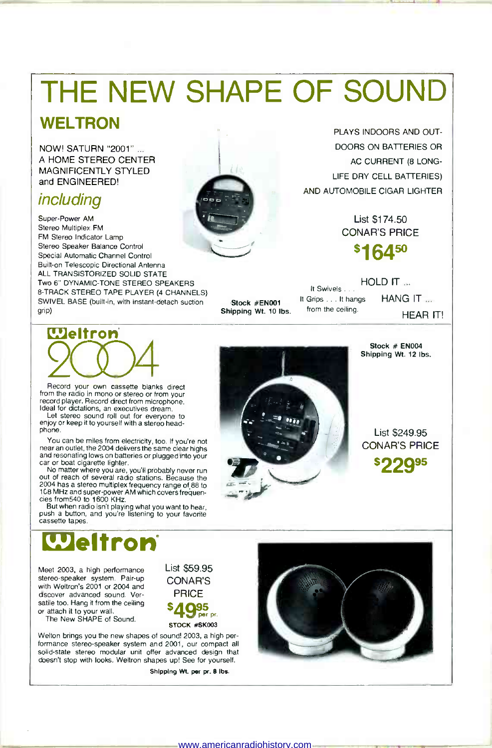# THE NEW SHAPE OF SOUND

## WELTRON

NOW! SATURN "2001" ...
A HOME STEREO CENTER
MAGNIFICENTLY STYLED
and ENGINEERED!

*including*

- Super-Power AM
- Stereo Multiplex FM
- FM Stereo Indicator Lamp
- Stereo Speaker Balance Control
- Special Automatic Channel Control
- Built-on Telescopic Directional Antenna
- ALL TRANSISTORIZED SOLID STATE
- Two 6" DYNAMIC-TONE STEREO SPEAKERS
- 8-TRACK STEREO TAPE PLAYER (4 CHANNELS)
- SWIVEL BASE (built-in, with instant-detach suction grip)

**Stock #EN001**
**Shipping Wt. 10 lbs.**

PLAYS INDOORS AND OUTDOORS ON BATTERIES OR AC CURRENT (8 LONG-LIFE DRY CELL BATTERIES) AND AUTOMOBILE CIGAR LIGHTER

List $174.50
CONAR'S PRICE
**$164.50**

It Swivels . . . It Grips . . . It hangs from the ceiling.

HOLD IT ... HANG IT ... HEAR IT!

---

## Weltron 2004

Record your own cassette blanks direct from the radio in mono or stereo or from your record player. Record direct from microphone. Ideal for dictations, an executives dream.

Let stereo sound roll out for everyone to enjoy or keep it to yourself with a stereo headphone.

You can be miles from electricity, too. If you're not near an outlet, the 2004 delivers the same clear highs and resonating lows on batteries or plugged into your car or boat cigarette lighter.

No matter where you are, you'll probably never run out of reach of several radio stations. Because the 2004 has a stereo multiplex frequency range of 88 to 108 MHz and super-power AM which covers frequencies from 540 to 1600 KHz.

But when radio isn't playing what you want to hear, push a button, and you're listening to your favorite cassette tapes.

**Stock # EN004**
**Shipping Wt. 12 lbs.**

List $249.95
CONAR'S PRICE
**$229.95**

---

## Weltron

Meet 2003, a high performance stereo-speaker system. Pair-up with Weltron's 2001 or 2004 and discover advanced sound. Versatile too. Hang it from the ceiling or attach it to your wall.

The New SHAPE of Sound.

List $59.95
CONAR'S PRICE
**$49.95 per pr.**
**STOCK #SK003**

Welton brings you the new shapes of sound! 2003, a high performance stereo-speaker system and 2001, our compact all solid-state stereo modular unit offer advanced design that doesn't stop with looks. Weltron shapes up! See for yourself.

**Shipping Wt. per pr. 8 lbs.**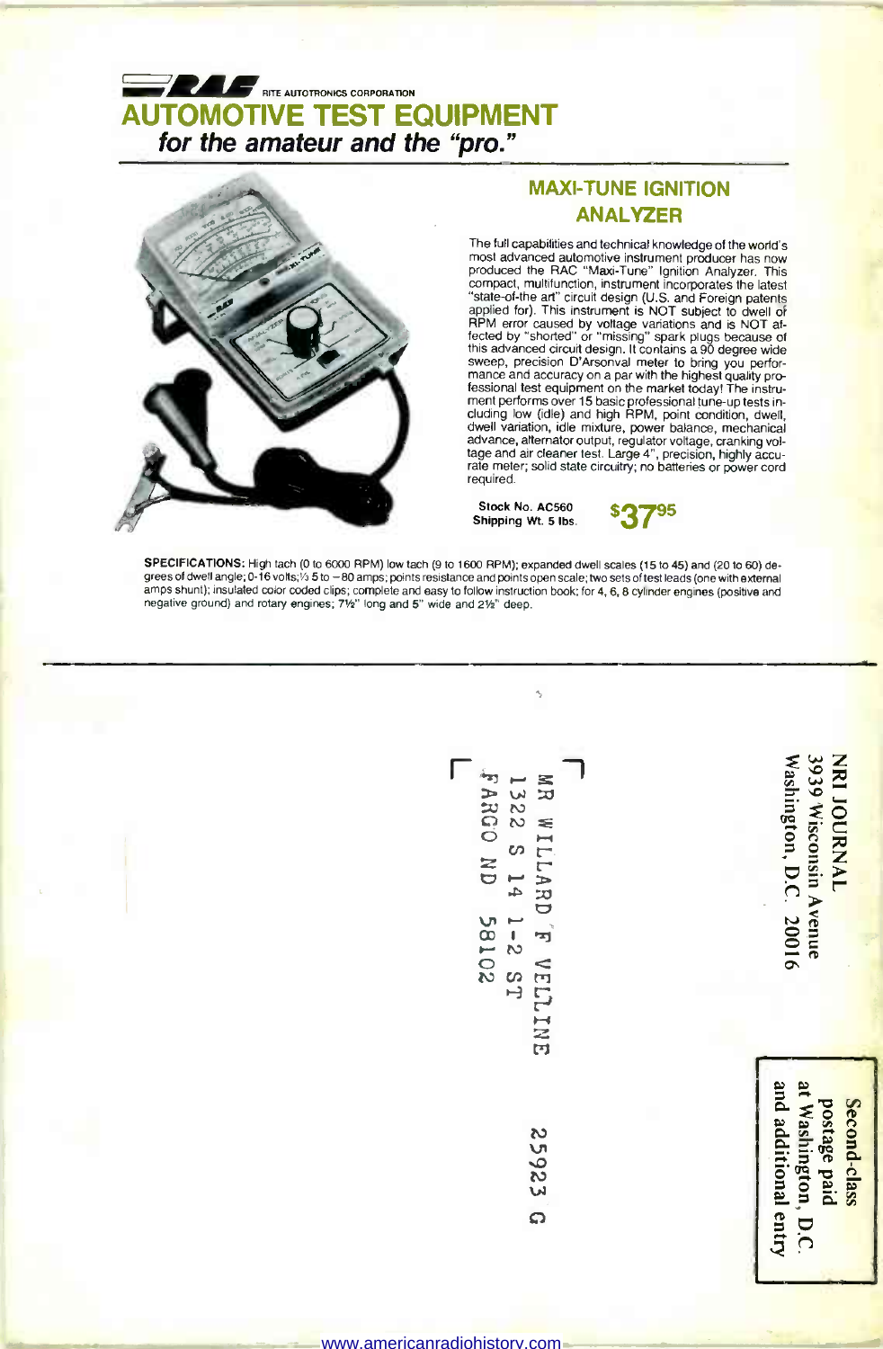RITE AUTOTRONICS CORPORATION

# AUTOMOTIVE TEST EQUIPMENT

***for the amateur and the "pro."***

## MAXI-TUNE IGNITION ANALYZER

The full capabilities and technical knowledge of the world's most advanced automotive instrument producer has now produced the RAC "Maxi-Tune" Ignition Analyzer. This compact, multifunction, instrument incorporates the latest "state-of-the art" circuit design (U.S. and Foreign patents applied for). This instrument is NOT subject to dwell of RPM error caused by voltage variations and is NOT affected by "shorted" or "missing" spark plugs because of this advanced circuit design. It contains a 90 degree wide sweep, precision D'Arsonval meter to bring you performance and accuracy on a par with the highest quality professional test equipment on the market today! The instrument performs over 15 basic professional tune-up tests including low (idle) and high RPM, point condition, dwell, dwell variation, idle mixture, power balance, mechanical advance, alternator output, regulator voltage, cranking voltage and air cleaner test. Large 4", precision, highly accurate meter; solid state circuitry; no batteries or power cord required.

**Stock No. AC560**
**Shipping Wt. 5 lbs.**

**$37.95**

**SPECIFICATIONS:** High tach (0 to 6000 RPM) low tach (9 to 1600 RPM); expanded dwell scales (15 to 45) and (20 to 60) degrees of dwell angle; 0-16 volts; ½ 5 to −80 amps; points resistance and points open scale; two sets of test leads (one with external amps shunt); insulated color coded clips; complete and easy to follow instruction book; for 4, 6, 8 cylinder engines (positive and negative ground) and rotary engines; 7½" long and 5" wide and 2½" deep.

---

NRI JOURNAL
3939 Wisconsin Avenue
Washington, D.C. 20016

Second-class
postage paid
at Washington, D.C.
and additional entry

MR WILLARD F VELLINE 25923 G
1322 S 14 1-2 ST
FARGO ND 58102